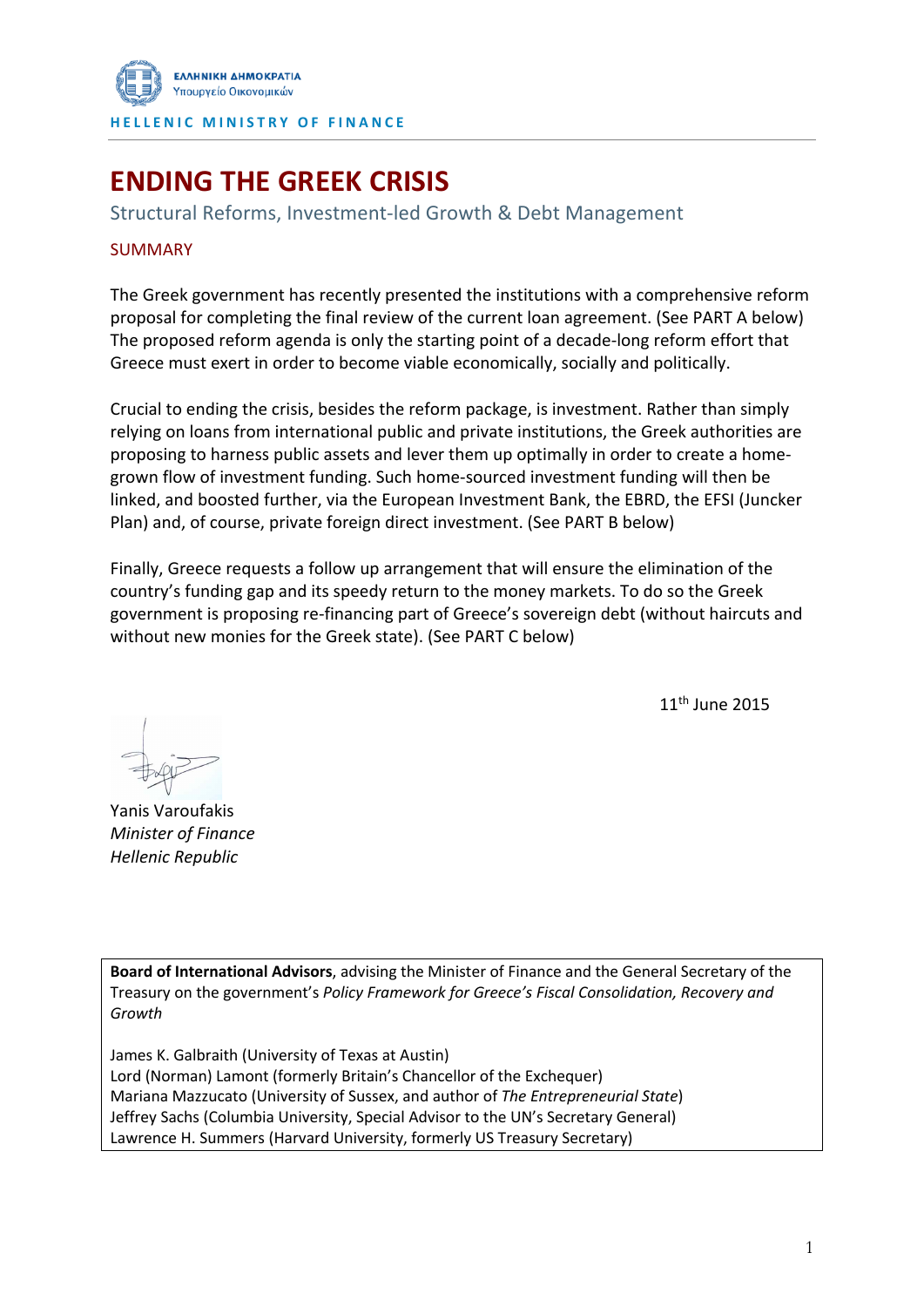ΕΛΛΗΝΙΚΗ ΔΗΜΟΚΡΑΤΙΑ
Υπουργείο Οικονομικών

HELLENIC MINISTRY OF FINANCE

# ENDING THE GREEK CRISIS

Structural Reforms, Investment-led Growth & Debt Management

## SUMMARY

The Greek government has recently presented the institutions with a comprehensive reform proposal for completing the final review of the current loan agreement. (See PART A below) The proposed reform agenda is only the starting point of a decade-long reform effort that Greece must exert in order to become viable economically, socially and politically.

Crucial to ending the crisis, besides the reform package, is investment. Rather than simply relying on loans from international public and private institutions, the Greek authorities are proposing to harness public assets and lever them up optimally in order to create a home-grown flow of investment funding. Such home-sourced investment funding will then be linked, and boosted further, via the European Investment Bank, the EBRD, the EFSI (Juncker Plan) and, of course, private foreign direct investment. (See PART B below)

Finally, Greece requests a follow up arrangement that will ensure the elimination of the country's funding gap and its speedy return to the money markets. To do so the Greek government is proposing re-financing part of Greece's sovereign debt (without haircuts and without new monies for the Greek state). (See PART C below)

11th June 2015

Yanis Varoufakis
*Minister of Finance*
*Hellenic Republic*

**Board of International Advisors**, advising the Minister of Finance and the General Secretary of the Treasury on the government's *Policy Framework for Greece's Fiscal Consolidation, Recovery and Growth*

James K. Galbraith (University of Texas at Austin)
Lord (Norman) Lamont (formerly Britain's Chancellor of the Exchequer)
Mariana Mazzucato (University of Sussex, and author of *The Entrepreneurial State*)
Jeffrey Sachs (Columbia University, Special Advisor to the UN's Secretary General)
Lawrence H. Summers (Harvard University, formerly US Treasury Secretary)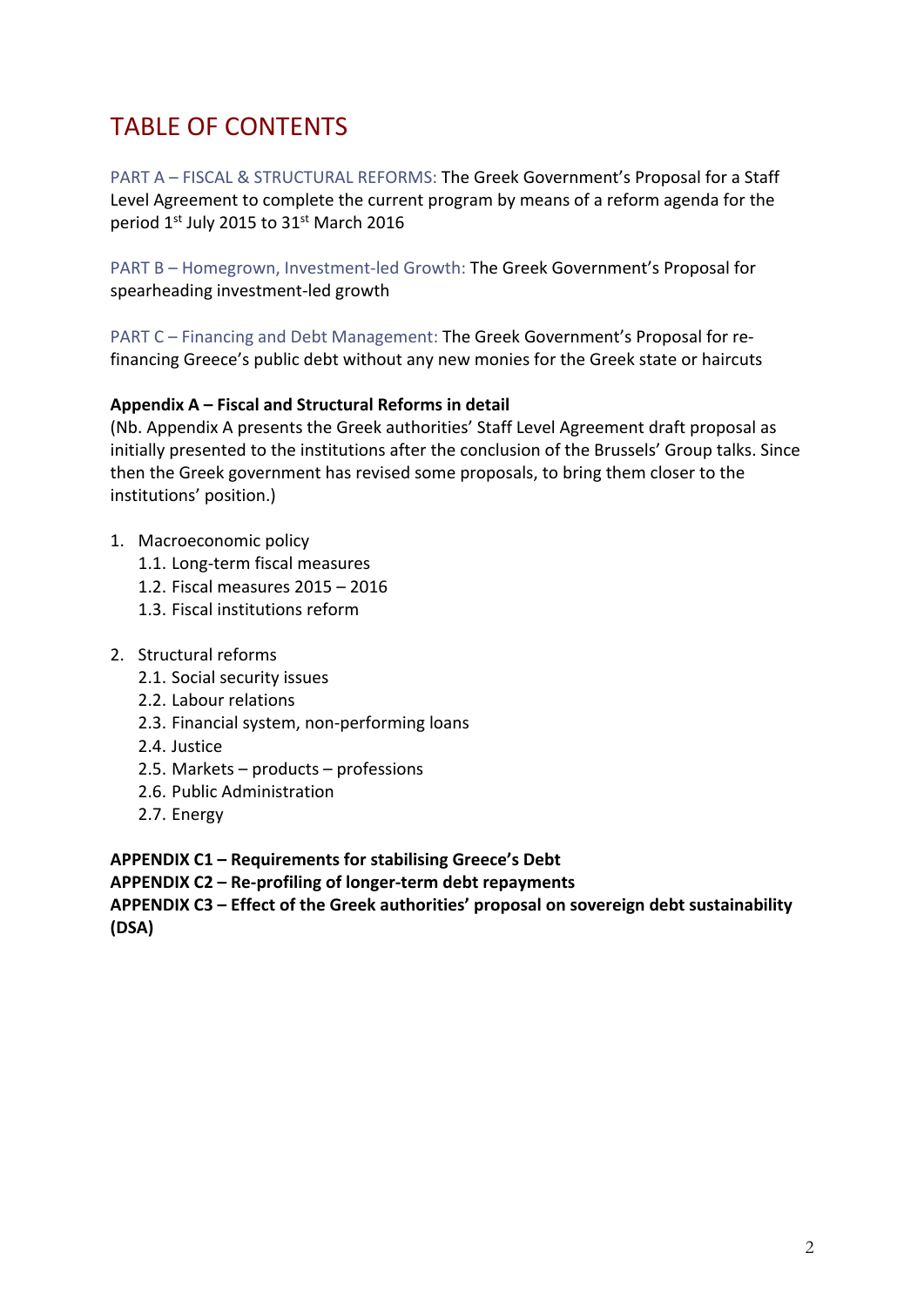# TABLE OF CONTENTS

PART A – FISCAL & STRUCTURAL REFORMS: The Greek Government's Proposal for a Staff Level Agreement to complete the current program by means of a reform agenda for the period 1st July 2015 to 31st March 2016

PART B – Homegrown, Investment-led Growth: The Greek Government's Proposal for spearheading investment-led growth

PART C – Financing and Debt Management: The Greek Government's Proposal for re-financing Greece's public debt without any new monies for the Greek state or haircuts

**Appendix A – Fiscal and Structural Reforms in detail**

(Nb. Appendix A presents the Greek authorities' Staff Level Agreement draft proposal as initially presented to the institutions after the conclusion of the Brussels' Group talks. Since then the Greek government has revised some proposals, to bring them closer to the institutions' position.)

1. Macroeconomic policy
   1.1. Long-term fiscal measures
   1.2. Fiscal measures 2015 – 2016
   1.3. Fiscal institutions reform

2. Structural reforms
   2.1. Social security issues
   2.2. Labour relations
   2.3. Financial system, non-performing loans
   2.4. Justice
   2.5. Markets – products – professions
   2.6. Public Administration
   2.7. Energy

**APPENDIX C1 – Requirements for stabilising Greece's Debt**

**APPENDIX C2 – Re-profiling of longer-term debt repayments**

**APPENDIX C3 – Effect of the Greek authorities' proposal on sovereign debt sustainability (DSA)**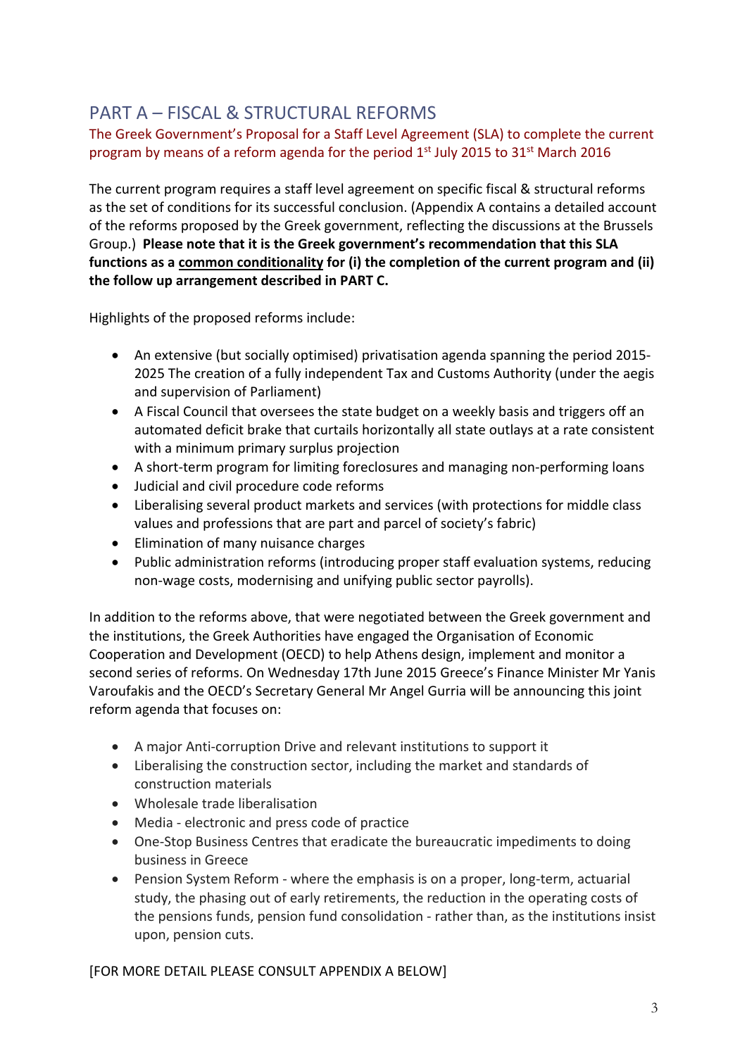## PART A – FISCAL & STRUCTURAL REFORMS

The Greek Government's Proposal for a Staff Level Agreement (SLA) to complete the current program by means of a reform agenda for the period 1st July 2015 to 31st March 2016

The current program requires a staff level agreement on specific fiscal & structural reforms as the set of conditions for its successful conclusion. (Appendix A contains a detailed account of the reforms proposed by the Greek government, reflecting the discussions at the Brussels Group.) **Please note that it is the Greek government's recommendation that this SLA functions as a <u>common conditionality</u> for (i) the completion of the current program and (ii) the follow up arrangement described in PART C.**

Highlights of the proposed reforms include:

- An extensive (but socially optimised) privatisation agenda spanning the period 2015-2025 The creation of a fully independent Tax and Customs Authority (under the aegis and supervision of Parliament)
- A Fiscal Council that oversees the state budget on a weekly basis and triggers off an automated deficit brake that curtails horizontally all state outlays at a rate consistent with a minimum primary surplus projection
- A short-term program for limiting foreclosures and managing non-performing loans
- Judicial and civil procedure code reforms
- Liberalising several product markets and services (with protections for middle class values and professions that are part and parcel of society's fabric)
- Elimination of many nuisance charges
- Public administration reforms (introducing proper staff evaluation systems, reducing non-wage costs, modernising and unifying public sector payrolls).

In addition to the reforms above, that were negotiated between the Greek government and the institutions, the Greek Authorities have engaged the Organisation of Economic Cooperation and Development (OECD) to help Athens design, implement and monitor a second series of reforms. On Wednesday 17th June 2015 Greece's Finance Minister Mr Yanis Varoufakis and the OECD's Secretary General Mr Angel Gurria will be announcing this joint reform agenda that focuses on:

- A major Anti-corruption Drive and relevant institutions to support it
- Liberalising the construction sector, including the market and standards of construction materials
- Wholesale trade liberalisation
- Media - electronic and press code of practice
- One-Stop Business Centres that eradicate the bureaucratic impediments to doing business in Greece
- Pension System Reform - where the emphasis is on a proper, long-term, actuarial study, the phasing out of early retirements, the reduction in the operating costs of the pensions funds, pension fund consolidation - rather than, as the institutions insist upon, pension cuts.

[FOR MORE DETAIL PLEASE CONSULT APPENDIX A BELOW]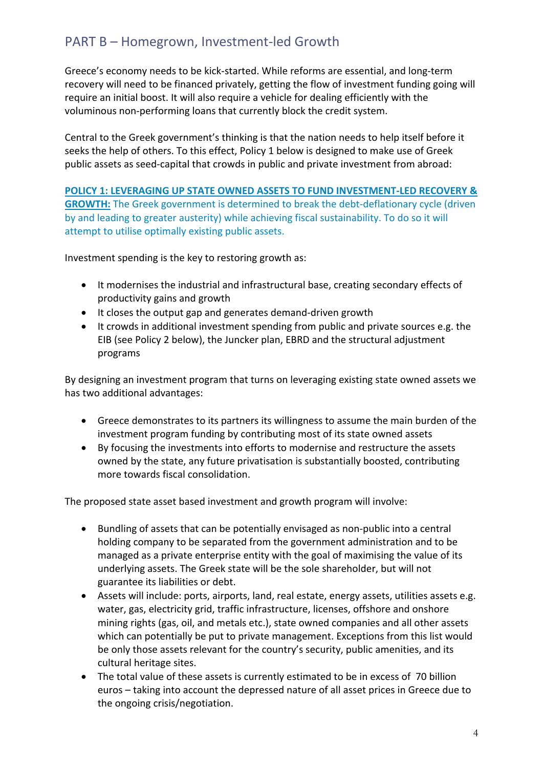## PART B – Homegrown, Investment-led Growth

Greece's economy needs to be kick-started. While reforms are essential, and long-term recovery will need to be financed privately, getting the flow of investment funding going will require an initial boost. It will also require a vehicle for dealing efficiently with the voluminous non-performing loans that currently block the credit system.

Central to the Greek government's thinking is that the nation needs to help itself before it seeks the help of others. To this effect, Policy 1 below is designed to make use of Greek public assets as seed-capital that crowds in public and private investment from abroad:

**POLICY 1: LEVERAGING UP STATE OWNED ASSETS TO FUND INVESTMENT-LED RECOVERY & GROWTH:** The Greek government is determined to break the debt-deflationary cycle (driven by and leading to greater austerity) while achieving fiscal sustainability. To do so it will attempt to utilise optimally existing public assets.

Investment spending is the key to restoring growth as:

- It modernises the industrial and infrastructural base, creating secondary effects of productivity gains and growth
- It closes the output gap and generates demand-driven growth
- It crowds in additional investment spending from public and private sources e.g. the EIB (see Policy 2 below), the Juncker plan, EBRD and the structural adjustment programs

By designing an investment program that turns on leveraging existing state owned assets we has two additional advantages:

- Greece demonstrates to its partners its willingness to assume the main burden of the investment program funding by contributing most of its state owned assets
- By focusing the investments into efforts to modernise and restructure the assets owned by the state, any future privatisation is substantially boosted, contributing more towards fiscal consolidation.

The proposed state asset based investment and growth program will involve:

- Bundling of assets that can be potentially envisaged as non-public into a central holding company to be separated from the government administration and to be managed as a private enterprise entity with the goal of maximising the value of its underlying assets. The Greek state will be the sole shareholder, but will not guarantee its liabilities or debt.
- Assets will include: ports, airports, land, real estate, energy assets, utilities assets e.g. water, gas, electricity grid, traffic infrastructure, licenses, offshore and onshore mining rights (gas, oil, and metals etc.), state owned companies and all other assets which can potentially be put to private management. Exceptions from this list would be only those assets relevant for the country's security, public amenities, and its cultural heritage sites.
- The total value of these assets is currently estimated to be in excess of 70 billion euros – taking into account the depressed nature of all asset prices in Greece due to the ongoing crisis/negotiation.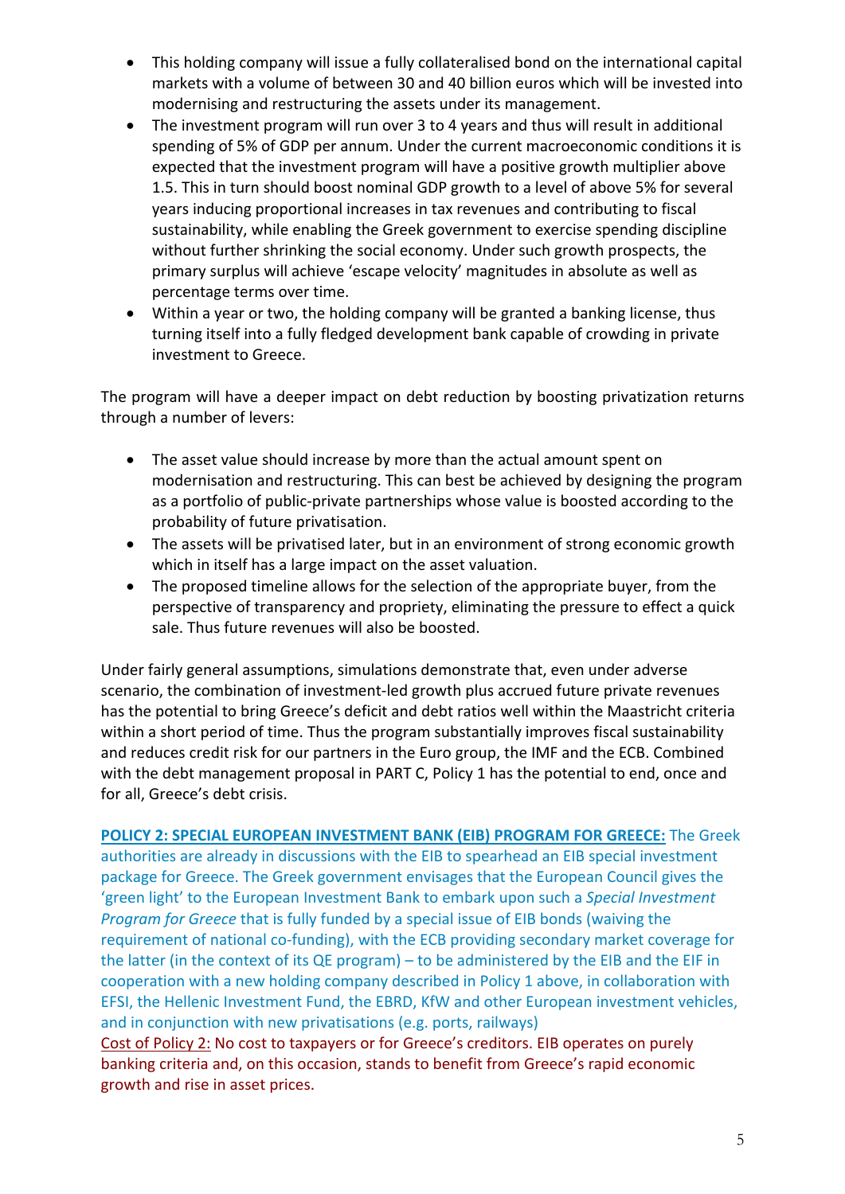- This holding company will issue a fully collateralised bond on the international capital markets with a volume of between 30 and 40 billion euros which will be invested into modernising and restructuring the assets under its management.
- The investment program will run over 3 to 4 years and thus will result in additional spending of 5% of GDP per annum. Under the current macroeconomic conditions it is expected that the investment program will have a positive growth multiplier above 1.5. This in turn should boost nominal GDP growth to a level of above 5% for several years inducing proportional increases in tax revenues and contributing to fiscal sustainability, while enabling the Greek government to exercise spending discipline without further shrinking the social economy. Under such growth prospects, the primary surplus will achieve 'escape velocity' magnitudes in absolute as well as percentage terms over time.
- Within a year or two, the holding company will be granted a banking license, thus turning itself into a fully fledged development bank capable of crowding in private investment to Greece.

The program will have a deeper impact on debt reduction by boosting privatization returns through a number of levers:

- The asset value should increase by more than the actual amount spent on modernisation and restructuring. This can best be achieved by designing the program as a portfolio of public-private partnerships whose value is boosted according to the probability of future privatisation.
- The assets will be privatised later, but in an environment of strong economic growth which in itself has a large impact on the asset valuation.
- The proposed timeline allows for the selection of the appropriate buyer, from the perspective of transparency and propriety, eliminating the pressure to effect a quick sale. Thus future revenues will also be boosted.

Under fairly general assumptions, simulations demonstrate that, even under adverse scenario, the combination of investment-led growth plus accrued future private revenues has the potential to bring Greece's deficit and debt ratios well within the Maastricht criteria within a short period of time. Thus the program substantially improves fiscal sustainability and reduces credit risk for our partners in the Euro group, the IMF and the ECB. Combined with the debt management proposal in PART C, Policy 1 has the potential to end, once and for all, Greece's debt crisis.

**POLICY 2: SPECIAL EUROPEAN INVESTMENT BANK (EIB) PROGRAM FOR GREECE:** The Greek authorities are already in discussions with the EIB to spearhead an EIB special investment package for Greece. The Greek government envisages that the European Council gives the 'green light' to the European Investment Bank to embark upon such a *Special Investment Program for Greece* that is fully funded by a special issue of EIB bonds (waiving the requirement of national co-funding), with the ECB providing secondary market coverage for the latter (in the context of its QE program) – to be administered by the EIB and the EIF in cooperation with a new holding company described in Policy 1 above, in collaboration with EFSI, the Hellenic Investment Fund, the EBRD, KfW and other European investment vehicles, and in conjunction with new privatisations (e.g. ports, railways)

Cost of Policy 2: No cost to taxpayers or for Greece's creditors. EIB operates on purely banking criteria and, on this occasion, stands to benefit from Greece's rapid economic growth and rise in asset prices.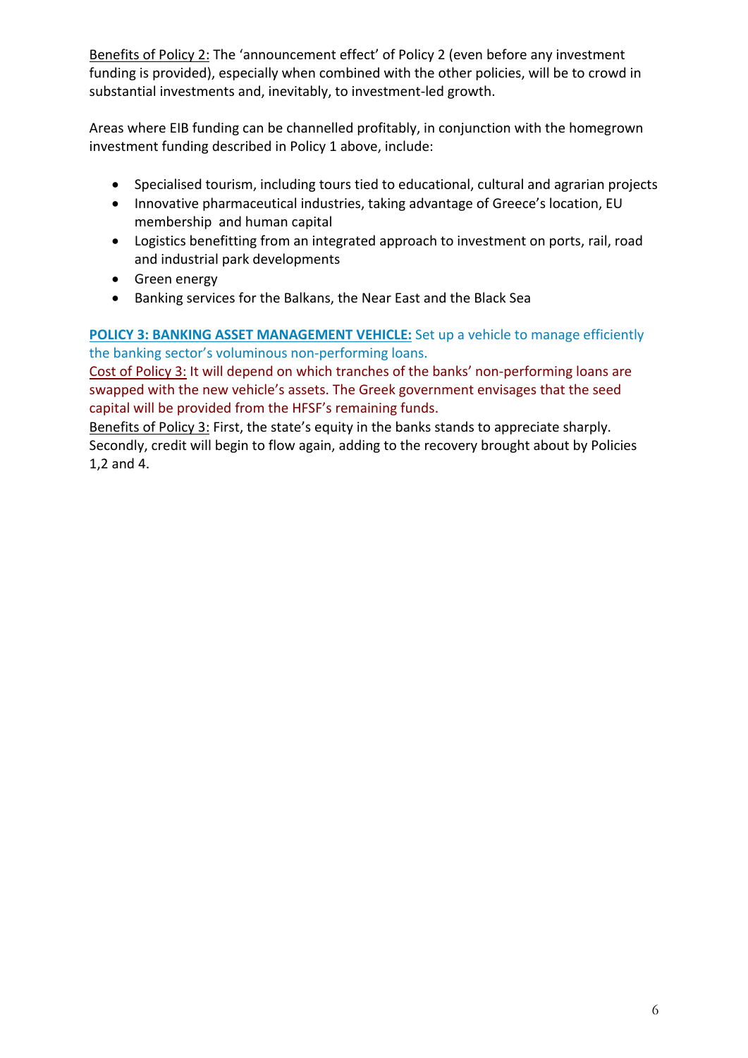<u>Benefits of Policy 2:</u> The 'announcement effect' of Policy 2 (even before any investment funding is provided), especially when combined with the other policies, will be to crowd in substantial investments and, inevitably, to investment-led growth.

Areas where EIB funding can be channelled profitably, in conjunction with the homegrown investment funding described in Policy 1 above, include:

- Specialised tourism, including tours tied to educational, cultural and agrarian projects
- Innovative pharmaceutical industries, taking advantage of Greece's location, EU membership and human capital
- Logistics benefitting from an integrated approach to investment on ports, rail, road and industrial park developments
- Green energy
- Banking services for the Balkans, the Near East and the Black Sea

**<u>POLICY 3: BANKING ASSET MANAGEMENT VEHICLE:</u>** Set up a vehicle to manage efficiently the banking sector's voluminous non-performing loans.
<u>Cost of Policy 3:</u> It will depend on which tranches of the banks' non-performing loans are swapped with the new vehicle's assets. The Greek government envisages that the seed capital will be provided from the HFSF's remaining funds.
<u>Benefits of Policy 3:</u> First, the state's equity in the banks stands to appreciate sharply. Secondly, credit will begin to flow again, adding to the recovery brought about by Policies 1,2 and 4.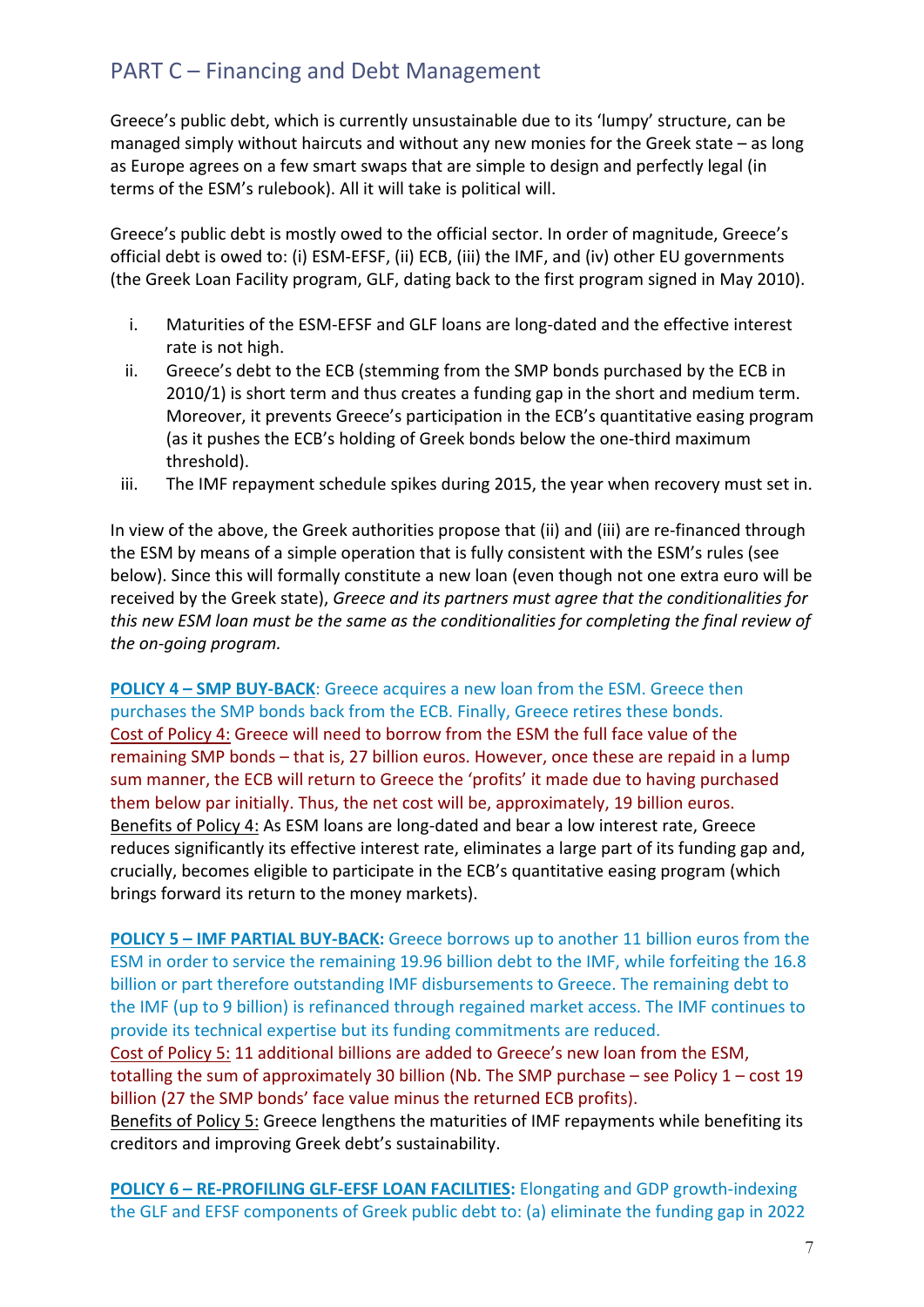## PART C – Financing and Debt Management

Greece's public debt, which is currently unsustainable due to its 'lumpy' structure, can be managed simply without haircuts and without any new monies for the Greek state – as long as Europe agrees on a few smart swaps that are simple to design and perfectly legal (in terms of the ESM's rulebook). All it will take is political will.

Greece's public debt is mostly owed to the official sector. In order of magnitude, Greece's official debt is owed to: (i) ESM-EFSF, (ii) ECB, (iii) the IMF, and (iv) other EU governments (the Greek Loan Facility program, GLF, dating back to the first program signed in May 2010).

i. Maturities of the ESM-EFSF and GLF loans are long-dated and the effective interest rate is not high.
ii. Greece's debt to the ECB (stemming from the SMP bonds purchased by the ECB in 2010/1) is short term and thus creates a funding gap in the short and medium term. Moreover, it prevents Greece's participation in the ECB's quantitative easing program (as it pushes the ECB's holding of Greek bonds below the one-third maximum threshold).
iii. The IMF repayment schedule spikes during 2015, the year when recovery must set in.

In view of the above, the Greek authorities propose that (ii) and (iii) are re-financed through the ESM by means of a simple operation that is fully consistent with the ESM's rules (see below). Since this will formally constitute a new loan (even though not one extra euro will be received by the Greek state), *Greece and its partners must agree that the conditionalities for this new ESM loan must be the same as the conditionalities for completing the final review of the on-going program.*

**POLICY 4 – SMP BUY-BACK**: Greece acquires a new loan from the ESM. Greece then purchases the SMP bonds back from the ECB. Finally, Greece retires these bonds.
Cost of Policy 4: Greece will need to borrow from the ESM the full face value of the remaining SMP bonds – that is, 27 billion euros. However, once these are repaid in a lump sum manner, the ECB will return to Greece the 'profits' it made due to having purchased them below par initially. Thus, the net cost will be, approximately, 19 billion euros.
Benefits of Policy 4: As ESM loans are long-dated and bear a low interest rate, Greece reduces significantly its effective interest rate, eliminates a large part of its funding gap and, crucially, becomes eligible to participate in the ECB's quantitative easing program (which brings forward its return to the money markets).

**POLICY 5 – IMF PARTIAL BUY-BACK:** Greece borrows up to another 11 billion euros from the ESM in order to service the remaining 19.96 billion debt to the IMF, while forfeiting the 16.8 billion or part therefore outstanding IMF disbursements to Greece. The remaining debt to the IMF (up to 9 billion) is refinanced through regained market access. The IMF continues to provide its technical expertise but its funding commitments are reduced.
Cost of Policy 5: 11 additional billions are added to Greece's new loan from the ESM, totalling the sum of approximately 30 billion (Nb. The SMP purchase – see Policy 1 – cost 19 billion (27 the SMP bonds' face value minus the returned ECB profits).
Benefits of Policy 5: Greece lengthens the maturities of IMF repayments while benefiting its creditors and improving Greek debt's sustainability.

**POLICY 6 – RE-PROFILING GLF-EFSF LOAN FACILITIES:** Elongating and GDP growth-indexing the GLF and EFSF components of Greek public debt to: (a) eliminate the funding gap in 2022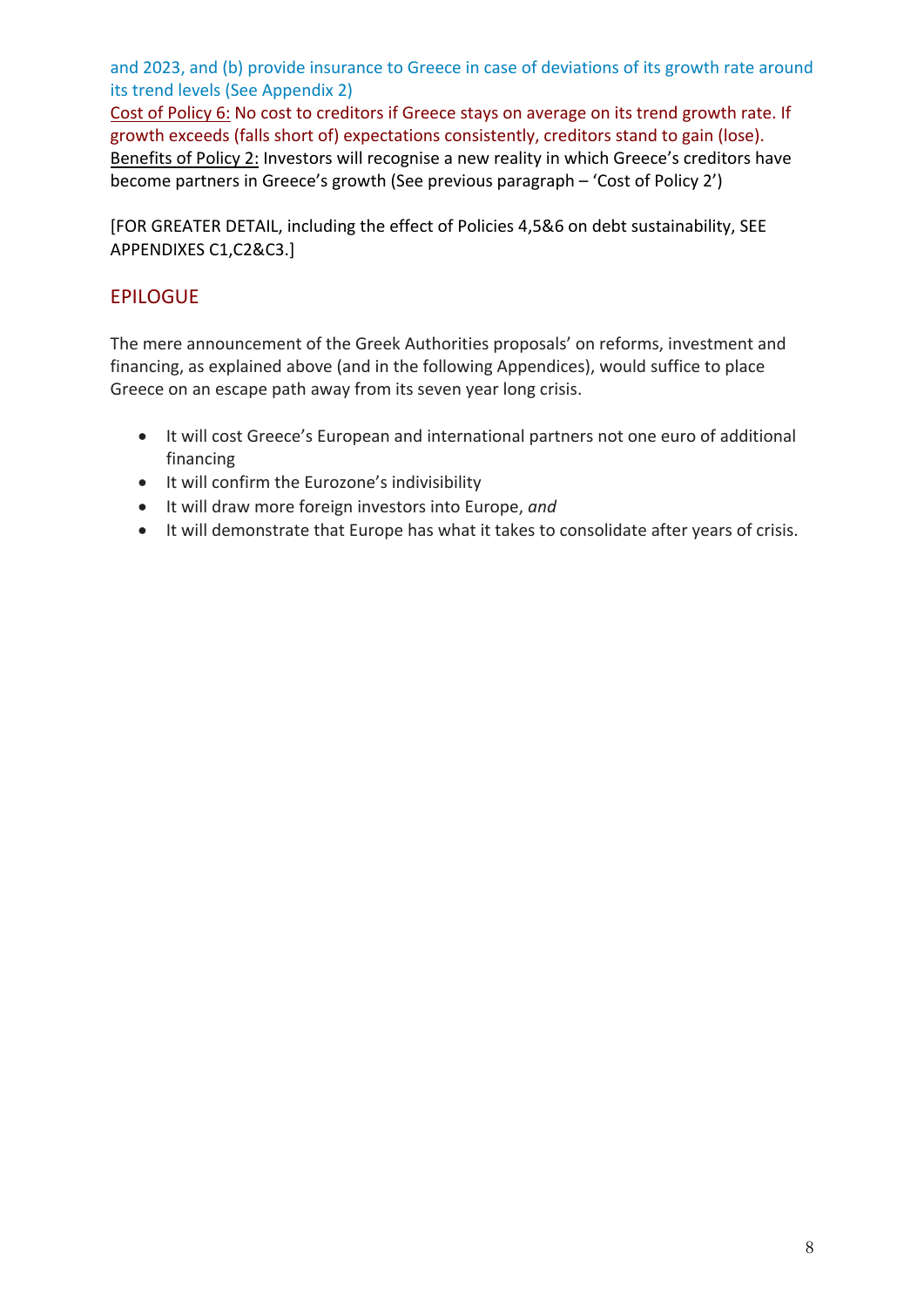and 2023, and (b) provide insurance to Greece in case of deviations of its growth rate around its trend levels (See Appendix 2)

Cost of Policy 6: No cost to creditors if Greece stays on average on its trend growth rate. If growth exceeds (falls short of) expectations consistently, creditors stand to gain (lose).

Benefits of Policy 2: Investors will recognise a new reality in which Greece's creditors have become partners in Greece's growth (See previous paragraph – 'Cost of Policy 2')

[FOR GREATER DETAIL, including the effect of Policies 4,5&6 on debt sustainability, SEE APPENDIXES C1,C2&C3.]

## EPILOGUE

The mere announcement of the Greek Authorities proposals' on reforms, investment and financing, as explained above (and in the following Appendices), would suffice to place Greece on an escape path away from its seven year long crisis.

- It will cost Greece's European and international partners not one euro of additional financing
- It will confirm the Eurozone's indivisibility
- It will draw more foreign investors into Europe, *and*
- It will demonstrate that Europe has what it takes to consolidate after years of crisis.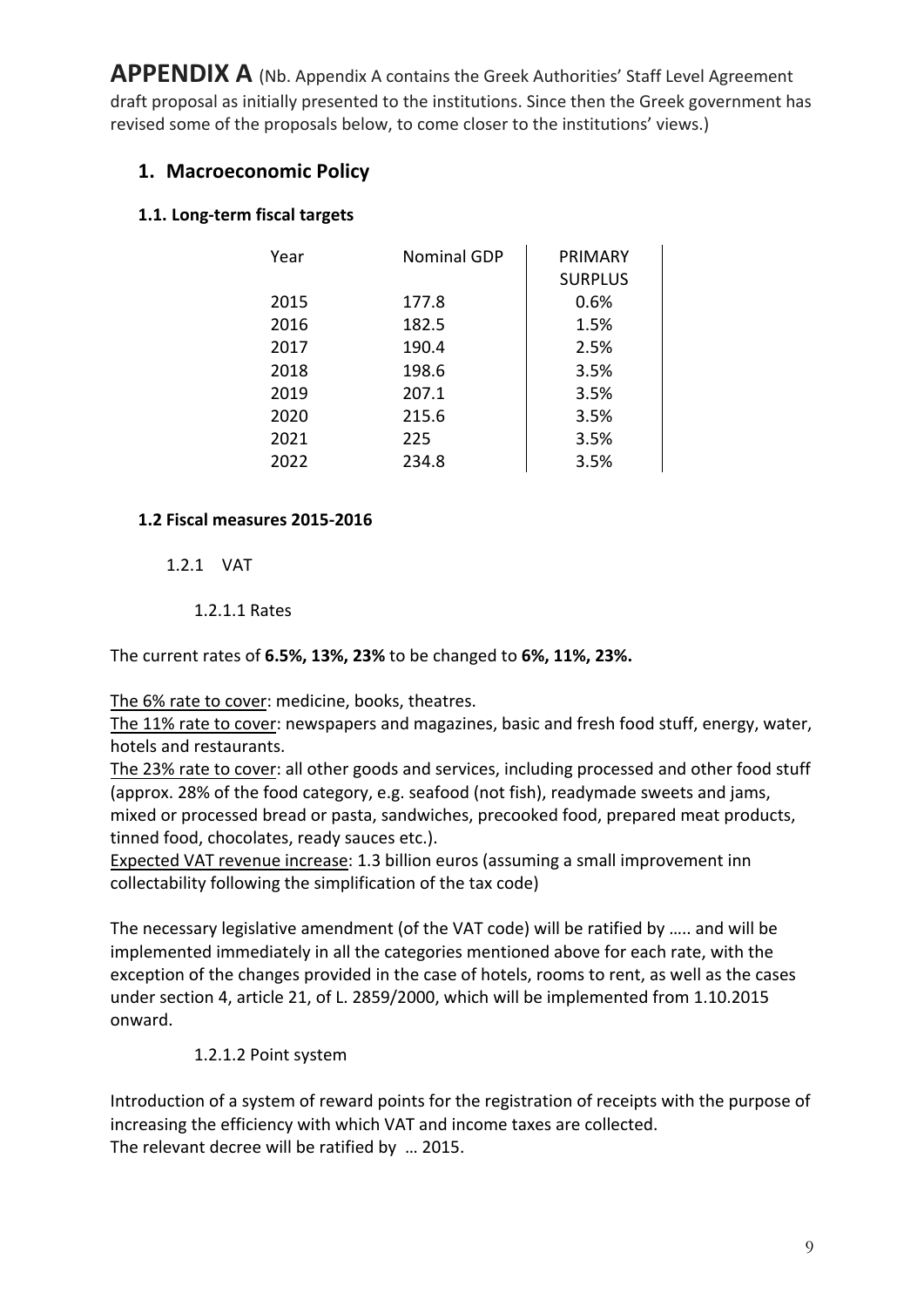**APPENDIX A** (Nb. Appendix A contains the Greek Authorities' Staff Level Agreement draft proposal as initially presented to the institutions. Since then the Greek government has revised some of the proposals below, to come closer to the institutions' views.)

## 1. Macroeconomic Policy

### 1.1. Long-term fiscal targets

| Year | Nominal GDP | PRIMARY SURPLUS |
|---|---|---|
| 2015 | 177.8 | 0.6% |
| 2016 | 182.5 | 1.5% |
| 2017 | 190.4 | 2.5% |
| 2018 | 198.6 | 3.5% |
| 2019 | 207.1 | 3.5% |
| 2020 | 215.6 | 3.5% |
| 2021 | 225 | 3.5% |
| 2022 | 234.8 | 3.5% |

### 1.2 Fiscal measures 2015-2016

1.2.1 VAT

1.2.1.1 Rates

The current rates of **6.5%, 13%, 23%** to be changed to **6%, 11%, 23%.**

The 6% rate to cover: medicine, books, theatres.

The 11% rate to cover: newspapers and magazines, basic and fresh food stuff, energy, water, hotels and restaurants.

The 23% rate to cover: all other goods and services, including processed and other food stuff (approx. 28% of the food category, e.g. seafood (not fish), readymade sweets and jams, mixed or processed bread or pasta, sandwiches, precooked food, prepared meat products, tinned food, chocolates, ready sauces etc.).

Expected VAT revenue increase: 1.3 billion euros (assuming a small improvement inn collectability following the simplification of the tax code)

The necessary legislative amendment (of the VAT code) will be ratified by ….. and will be implemented immediately in all the categories mentioned above for each rate, with the exception of the changes provided in the case of hotels, rooms to rent, as well as the cases under section 4, article 21, of L. 2859/2000, which will be implemented from 1.10.2015 onward.

1.2.1.2 Point system

Introduction of a system of reward points for the registration of receipts with the purpose of increasing the efficiency with which VAT and income taxes are collected.
The relevant decree will be ratified by … 2015.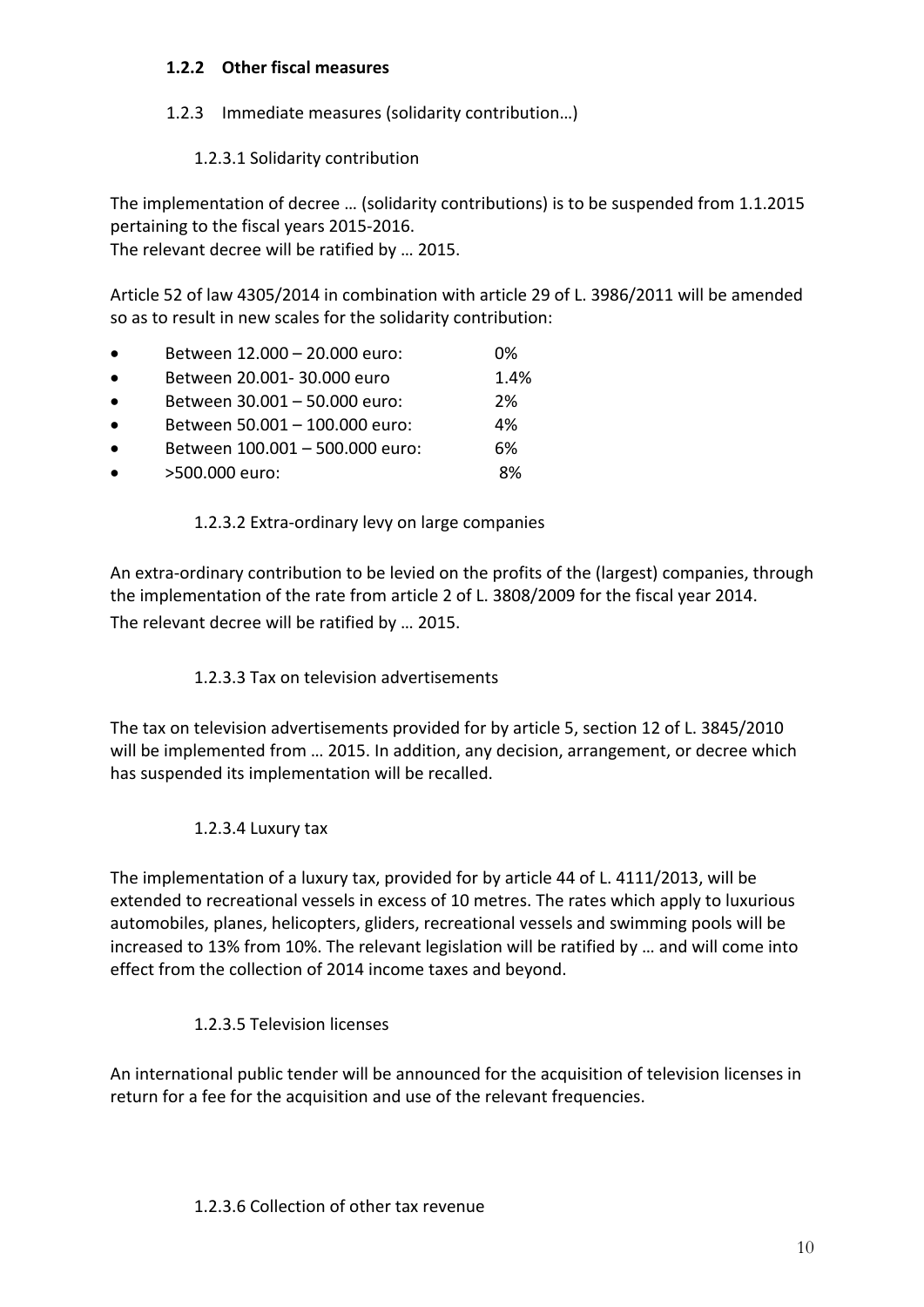### 1.2.2 Other fiscal measures

### 1.2.3 Immediate measures (solidarity contribution…)

#### 1.2.3.1 Solidarity contribution

The implementation of decree … (solidarity contributions) is to be suspended from 1.1.2015 pertaining to the fiscal years 2015-2016.
The relevant decree will be ratified by … 2015.

Article 52 of law 4305/2014 in combination with article 29 of L. 3986/2011 will be amended so as to result in new scales for the solidarity contribution:

- Between 12.000 – 20.000 euro: 0%
- Between 20.001- 30.000 euro 1.4%
- Between 30.001 – 50.000 euro: 2%
- Between 50.001 – 100.000 euro: 4%
- Between 100.001 – 500.000 euro: 6%
- >500.000 euro: 8%

#### 1.2.3.2 Extra-ordinary levy on large companies

An extra-ordinary contribution to be levied on the profits of the (largest) companies, through the implementation of the rate from article 2 of L. 3808/2009 for the fiscal year 2014.
The relevant decree will be ratified by … 2015.

#### 1.2.3.3 Tax on television advertisements

The tax on television advertisements provided for by article 5, section 12 of L. 3845/2010 will be implemented from … 2015. In addition, any decision, arrangement, or decree which has suspended its implementation will be recalled.

#### 1.2.3.4 Luxury tax

The implementation of a luxury tax, provided for by article 44 of L. 4111/2013, will be extended to recreational vessels in excess of 10 metres. The rates which apply to luxurious automobiles, planes, helicopters, gliders, recreational vessels and swimming pools will be increased to 13% from 10%. The relevant legislation will be ratified by … and will come into effect from the collection of 2014 income taxes and beyond.

#### 1.2.3.5 Television licenses

An international public tender will be announced for the acquisition of television licenses in return for a fee for the acquisition and use of the relevant frequencies.

#### 1.2.3.6 Collection of other tax revenue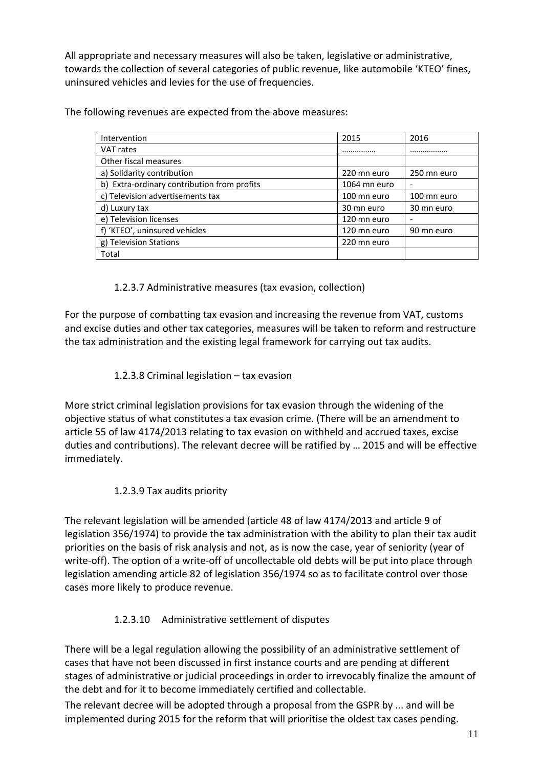All appropriate and necessary measures will also be taken, legislative or administrative, towards the collection of several categories of public revenue, like automobile 'KTEO' fines, uninsured vehicles and levies for the use of frequencies.

The following revenues are expected from the above measures:

| Intervention | 2015 | 2016 |
|---|---|---|
| VAT rates | ……………. | ……………… |
| Other fiscal measures | | |
| a) Solidarity contribution | 220 mn euro | 250 mn euro |
| b) Extra-ordinary contribution from profits | 1064 mn euro | - |
| c) Television advertisements tax | 100 mn euro | 100 mn euro |
| d) Luxury tax | 30 mn euro | 30 mn euro |
| e) Television licenses | 120 mn euro | - |
| f) 'KTEO', uninsured vehicles | 120 mn euro | 90 mn euro |
| g) Television Stations | 220 mn euro | |
| Total | | |

#### 1.2.3.7 Administrative measures (tax evasion, collection)

For the purpose of combatting tax evasion and increasing the revenue from VAT, customs and excise duties and other tax categories, measures will be taken to reform and restructure the tax administration and the existing legal framework for carrying out tax audits.

#### 1.2.3.8 Criminal legislation – tax evasion

More strict criminal legislation provisions for tax evasion through the widening of the objective status of what constitutes a tax evasion crime. (There will be an amendment to article 55 of law 4174/2013 relating to tax evasion on withheld and accrued taxes, excise duties and contributions). The relevant decree will be ratified by … 2015 and will be effective immediately.

#### 1.2.3.9 Tax audits priority

The relevant legislation will be amended (article 48 of law 4174/2013 and article 9 of legislation 356/1974) to provide the tax administration with the ability to plan their tax audit priorities on the basis of risk analysis and not, as is now the case, year of seniority (year of write-off). The option of a write-off of uncollectable old debts will be put into place through legislation amending article 82 of legislation 356/1974 so as to facilitate control over those cases more likely to produce revenue.

#### 1.2.3.10 Administrative settlement of disputes

There will be a legal regulation allowing the possibility of an administrative settlement of cases that have not been discussed in first instance courts and are pending at different stages of administrative or judicial proceedings in order to irrevocably finalize the amount of the debt and for it to become immediately certified and collectable.

The relevant decree will be adopted through a proposal from the GSPR by ... and will be implemented during 2015 for the reform that will prioritise the oldest tax cases pending.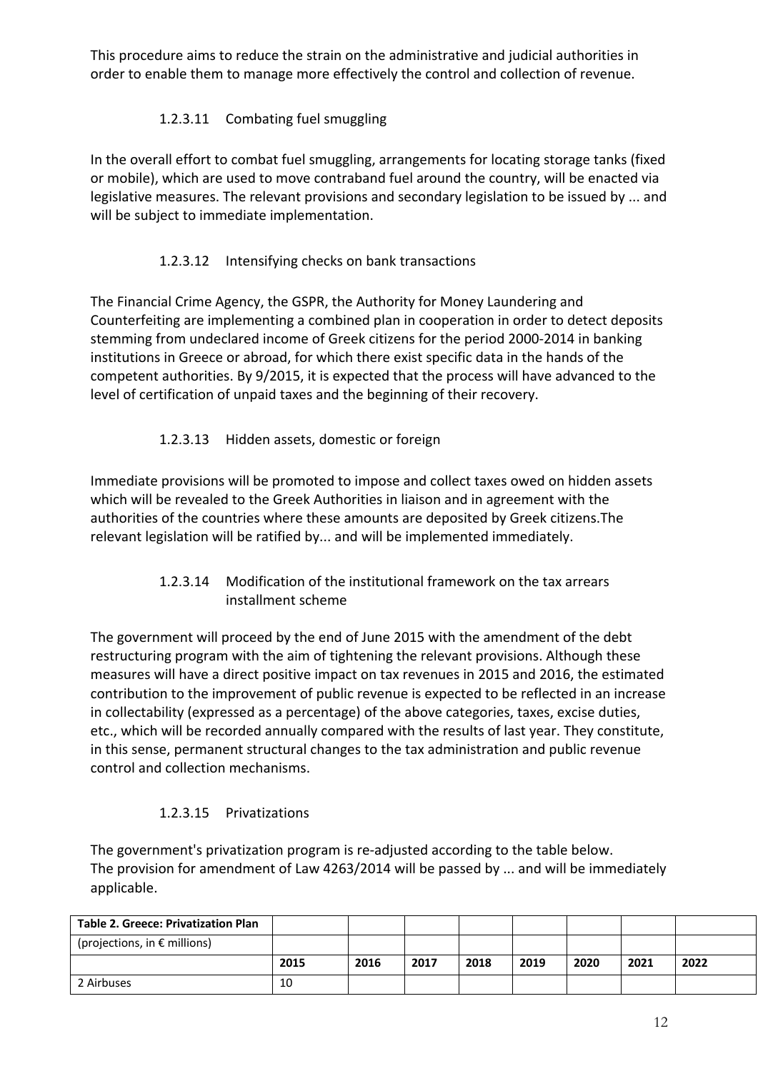This procedure aims to reduce the strain on the administrative and judicial authorities in order to enable them to manage more effectively the control and collection of revenue.

#### 1.2.3.11 Combating fuel smuggling

In the overall effort to combat fuel smuggling, arrangements for locating storage tanks (fixed or mobile), which are used to move contraband fuel around the country, will be enacted via legislative measures. The relevant provisions and secondary legislation to be issued by ... and will be subject to immediate implementation.

#### 1.2.3.12 Intensifying checks on bank transactions

The Financial Crime Agency, the GSPR, the Authority for Money Laundering and Counterfeiting are implementing a combined plan in cooperation in order to detect deposits stemming from undeclared income of Greek citizens for the period 2000-2014 in banking institutions in Greece or abroad, for which there exist specific data in the hands of the competent authorities. By 9/2015, it is expected that the process will have advanced to the level of certification of unpaid taxes and the beginning of their recovery.

#### 1.2.3.13 Hidden assets, domestic or foreign

Immediate provisions will be promoted to impose and collect taxes owed on hidden assets which will be revealed to the Greek Authorities in liaison and in agreement with the authorities of the countries where these amounts are deposited by Greek citizens.The relevant legislation will be ratified by... and will be implemented immediately.

#### 1.2.3.14 Modification of the institutional framework on the tax arrears installment scheme

The government will proceed by the end of June 2015 with the amendment of the debt restructuring program with the aim of tightening the relevant provisions. Although these measures will have a direct positive impact on tax revenues in 2015 and 2016, the estimated contribution to the improvement of public revenue is expected to be reflected in an increase in collectability (expressed as a percentage) of the above categories, taxes, excise duties, etc., which will be recorded annually compared with the results of last year. They constitute, in this sense, permanent structural changes to the tax administration and public revenue control and collection mechanisms.

#### 1.2.3.15 Privatizations

The government's privatization program is re-adjusted according to the table below.
The provision for amendment of Law 4263/2014 will be passed by ... and will be immediately applicable.

| **Table 2. Greece: Privatization Plan** | | | | | | | | |
|---|---|---|---|---|---|---|---|---|
| (projections, in € millions) | | | | | | | | |
| | **2015** | **2016** | **2017** | **2018** | **2019** | **2020** | **2021** | **2022** |
| 2 Airbuses | 10 | | | | | | | |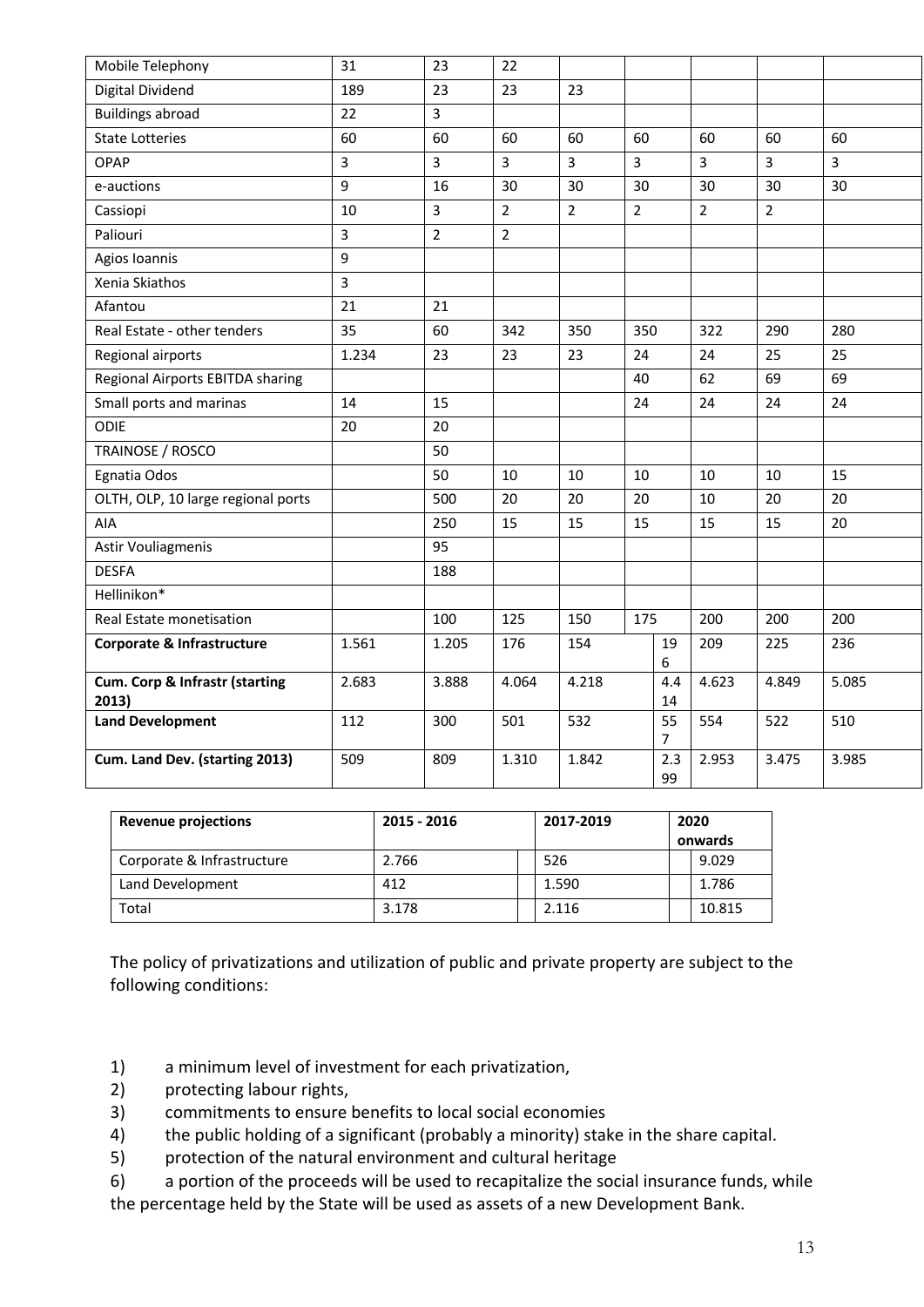| Mobile Telephony | 31 | 23 | 22 | | | | | |
|---|---|---|---|---|---|---|---|---|
| Digital Dividend | 189 | 23 | 23 | 23 | | | | |
| Buildings abroad | 22 | 3 | | | | | | |
| State Lotteries | 60 | 60 | 60 | 60 | 60 | 60 | 60 | 60 |
| OPAP | 3 | 3 | 3 | 3 | 3 | 3 | 3 | 3 |
| e-auctions | 9 | 16 | 30 | 30 | 30 | 30 | 30 | 30 |
| Cassiopi | 10 | 3 | 2 | 2 | 2 | 2 | 2 | |
| Paliouri | 3 | 2 | 2 | | | | | |
| Agios Ioannis | 9 | | | | | | | |
| Xenia Skiathos | 3 | | | | | | | |
| Afantou | 21 | 21 | | | | | | |
| Real Estate - other tenders | 35 | 60 | 342 | 350 | 350 | 322 | 290 | 280 |
| Regional airports | 1.234 | 23 | 23 | 23 | 24 | 24 | 25 | 25 |
| Regional Airports EBITDA sharing | | | | | 40 | 62 | 69 | 69 |
| Small ports and marinas | 14 | 15 | | | 24 | 24 | 24 | 24 |
| ODIE | 20 | 20 | | | | | | |
| TRAINOSE / ROSCO | | 50 | | | | | | |
| Egnatia Odos | | 50 | 10 | 10 | 10 | 10 | 10 | 15 |
| OLTH, OLP, 10 large regional ports | | 500 | 20 | 20 | 20 | 10 | 20 | 20 |
| AIA | | 250 | 15 | 15 | 15 | 15 | 15 | 20 |
| Astir Vouliagmenis | | 95 | | | | | | |
| DESFA | | 188 | | | | | | |
| Hellinikon* | | | | | | | | |
| Real Estate monetisation | | 100 | 125 | 150 | 175 | 200 | 200 | 200 |
| **Corporate & Infrastructure** | 1.561 | 1.205 | 176 | 154 | 196 | 209 | 225 | 236 |
| **Cum. Corp & Infrastr (starting 2013)** | 2.683 | 3.888 | 4.064 | 4.218 | 4.414 | 4.623 | 4.849 | 5.085 |
| **Land Development** | 112 | 300 | 501 | 532 | 557 | 554 | 522 | 510 |
| **Cum. Land Dev. (starting 2013)** | 509 | 809 | 1.310 | 1.842 | 2.399 | 2.953 | 3.475 | 3.985 |

| **Revenue projections** | **2015 - 2016** | **2017-2019** | **2020 onwards** |
|---|---|---|---|
| Corporate & Infrastructure | 2.766 | 526 | 9.029 |
| Land Development | 412 | 1.590 | 1.786 |
| Total | 3.178 | 2.116 | 10.815 |

The policy of privatizations and utilization of public and private property are subject to the following conditions:

1) a minimum level of investment for each privatization,
2) protecting labour rights,
3) commitments to ensure benefits to local social economies
4) the public holding of a significant (probably a minority) stake in the share capital.
5) protection of the natural environment and cultural heritage
6) a portion of the proceeds will be used to recapitalize the social insurance funds, while the percentage held by the State will be used as assets of a new Development Bank.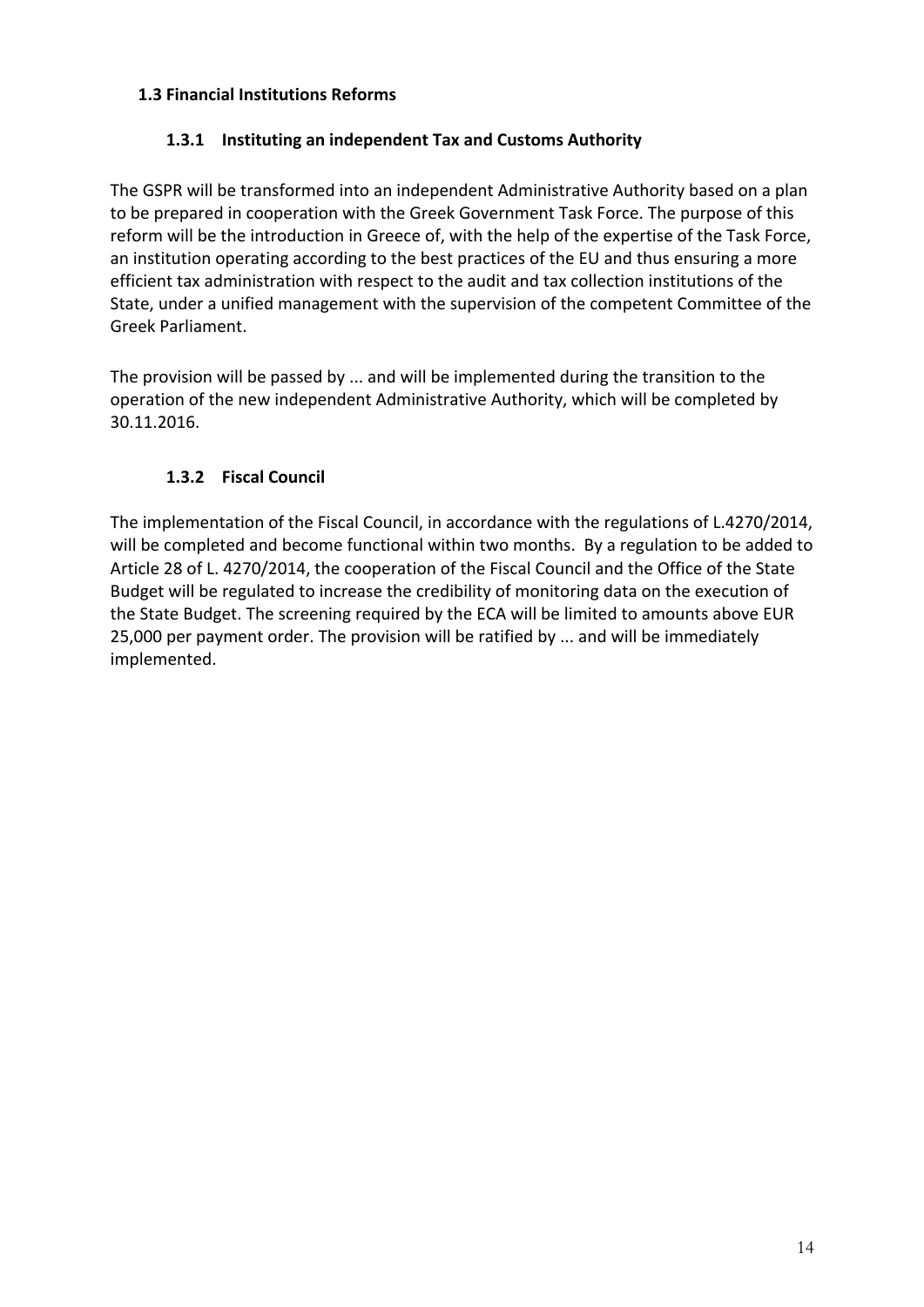### 1.3 Financial Institutions Reforms

#### 1.3.1 Instituting an independent Tax and Customs Authority

The GSPR will be transformed into an independent Administrative Authority based on a plan to be prepared in cooperation with the Greek Government Task Force. The purpose of this reform will be the introduction in Greece of, with the help of the expertise of the Task Force, an institution operating according to the best practices of the EU and thus ensuring a more efficient tax administration with respect to the audit and tax collection institutions of the State, under a unified management with the supervision of the competent Committee of the Greek Parliament.

The provision will be passed by ... and will be implemented during the transition to the operation of the new independent Administrative Authority, which will be completed by 30.11.2016.

#### 1.3.2 Fiscal Council

The implementation of the Fiscal Council, in accordance with the regulations of L.4270/2014, will be completed and become functional within two months. By a regulation to be added to Article 28 of L. 4270/2014, the cooperation of the Fiscal Council and the Office of the State Budget will be regulated to increase the credibility of monitoring data on the execution of the State Budget. The screening required by the ECA will be limited to amounts above EUR 25,000 per payment order. The provision will be ratified by ... and will be immediately implemented.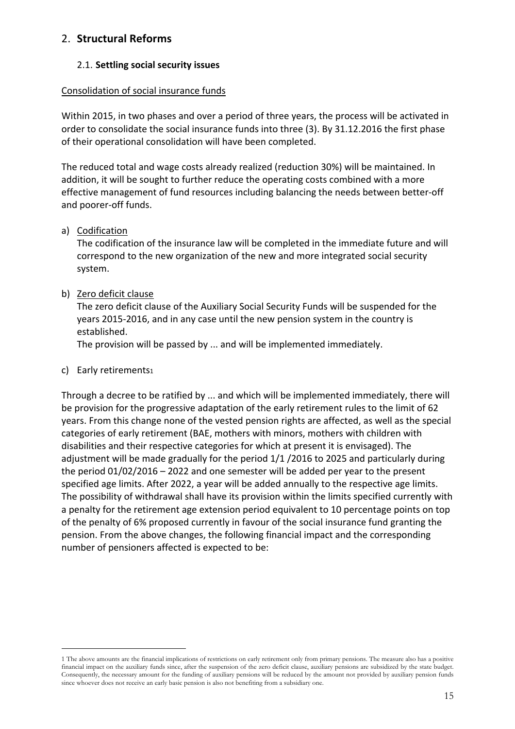## 2. **Structural Reforms**

### 2.1. **Settling social security issues**

Consolidation of social insurance funds

Within 2015, in two phases and over a period of three years, the process will be activated in order to consolidate the social insurance funds into three (3). By 31.12.2016 the first phase of their operational consolidation will have been completed.

The reduced total and wage costs already realized (reduction 30%) will be maintained. In addition, it will be sought to further reduce the operating costs combined with a more effective management of fund resources including balancing the needs between better-off and poorer-off funds.

a) Codification

The codification of the insurance law will be completed in the immediate future and will correspond to the new organization of the new and more integrated social security system.

b) Zero deficit clause

The zero deficit clause of the Auxiliary Social Security Funds will be suspended for the years 2015-2016, and in any case until the new pension system in the country is established.

The provision will be passed by ... and will be implemented immediately.

c) Early retirements[1]

Through a decree to be ratified by ... and which will be implemented immediately, there will be provision for the progressive adaptation of the early retirement rules to the limit of 62 years. From this change none of the vested pension rights are affected, as well as the special categories of early retirement (BAE, mothers with minors, mothers with children with disabilities and their respective categories for which at present it is envisaged). The adjustment will be made gradually for the period 1/1 /2016 to 2025 and particularly during the period 01/02/2016 – 2022 and one semester will be added per year to the present specified age limits. After 2022, a year will be added annually to the respective age limits. The possibility of withdrawal shall have its provision within the limits specified currently with a penalty for the retirement age extension period equivalent to 10 percentage points on top of the penalty of 6% proposed currently in favour of the social insurance fund granting the pension. From the above changes, the following financial impact and the corresponding number of pensioners affected is expected to be:

---

[1] The above amounts are the financial implications of restrictions on early retirement only from primary pensions. The measure also has a positive financial impact on the auxiliary funds since, after the suspension of the zero deficit clause, auxiliary pensions are subsidized by the state budget. Consequently, the necessary amount for the funding of auxiliary pensions will be reduced by the amount not provided by auxiliary pension funds since whoever does not receive an early basic pension is also not benefiting from a subsidiary one.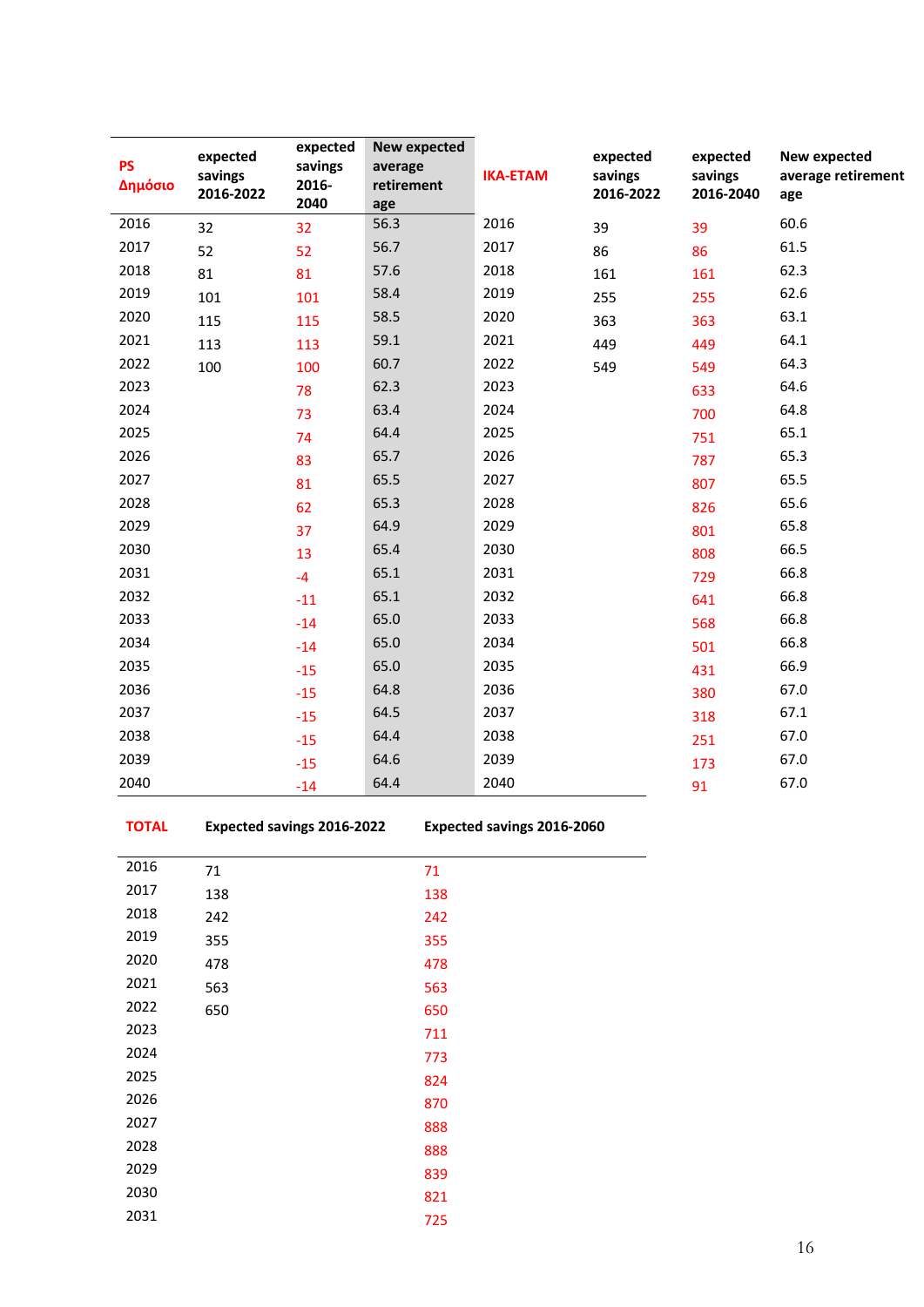| PS Δημόσιο | expected savings 2016-2022 | expected savings 2016-2040 | New expected average retirement age |
|---|---|---|---|
| 2016 | 32 | 32 | 56.3 |
| 2017 | 52 | 52 | 56.7 |
| 2018 | 81 | 81 | 57.6 |
| 2019 | 101 | 101 | 58.4 |
| 2020 | 115 | 115 | 58.5 |
| 2021 | 113 | 113 | 59.1 |
| 2022 | 100 | 100 | 60.7 |
| 2023 | | 78 | 62.3 |
| 2024 | | 73 | 63.4 |
| 2025 | | 74 | 64.4 |
| 2026 | | 83 | 65.7 |
| 2027 | | 81 | 65.5 |
| 2028 | | 62 | 65.3 |
| 2029 | | 37 | 64.9 |
| 2030 | | 13 | 65.4 |
| 2031 | | -4 | 65.1 |
| 2032 | | -11 | 65.1 |
| 2033 | | -14 | 65.0 |
| 2034 | | -14 | 65.0 |
| 2035 | | -15 | 65.0 |
| 2036 | | -15 | 64.8 |
| 2037 | | -15 | 64.5 |
| 2038 | | -15 | 64.4 |
| 2039 | | -15 | 64.6 |
| 2040 | | -14 | 64.4 |

| IKA-ETAM | expected savings 2016-2022 | expected savings 2016-2040 | New expected average retirement age |
|---|---|---|---|
| 2016 | 39 | 39 | 60.6 |
| 2017 | 86 | 86 | 61.5 |
| 2018 | 161 | 161 | 62.3 |
| 2019 | 255 | 255 | 62.6 |
| 2020 | 363 | 363 | 63.1 |
| 2021 | 449 | 449 | 64.1 |
| 2022 | 549 | 549 | 64.3 |
| 2023 | | 633 | 64.6 |
| 2024 | | 700 | 64.8 |
| 2025 | | 751 | 65.1 |
| 2026 | | 787 | 65.3 |
| 2027 | | 807 | 65.5 |
| 2028 | | 826 | 65.6 |
| 2029 | | 801 | 65.8 |
| 2030 | | 808 | 66.5 |
| 2031 | | 729 | 66.8 |
| 2032 | | 641 | 66.8 |
| 2033 | | 568 | 66.8 |
| 2034 | | 501 | 66.8 |
| 2035 | | 431 | 66.9 |
| 2036 | | 380 | 67.0 |
| 2037 | | 318 | 67.1 |
| 2038 | | 251 | 67.0 |
| 2039 | | 173 | 67.0 |
| 2040 | | 91 | 67.0 |

| TOTAL | Expected savings 2016-2022 | Expected savings 2016-2060 |
|---|---|---|
| 2016 | 71 | 71 |
| 2017 | 138 | 138 |
| 2018 | 242 | 242 |
| 2019 | 355 | 355 |
| 2020 | 478 | 478 |
| 2021 | 563 | 563 |
| 2022 | 650 | 650 |
| 2023 | | 711 |
| 2024 | | 773 |
| 2025 | | 824 |
| 2026 | | 870 |
| 2027 | | 888 |
| 2028 | | 888 |
| 2029 | | 839 |
| 2030 | | 821 |
| 2031 | | 725 |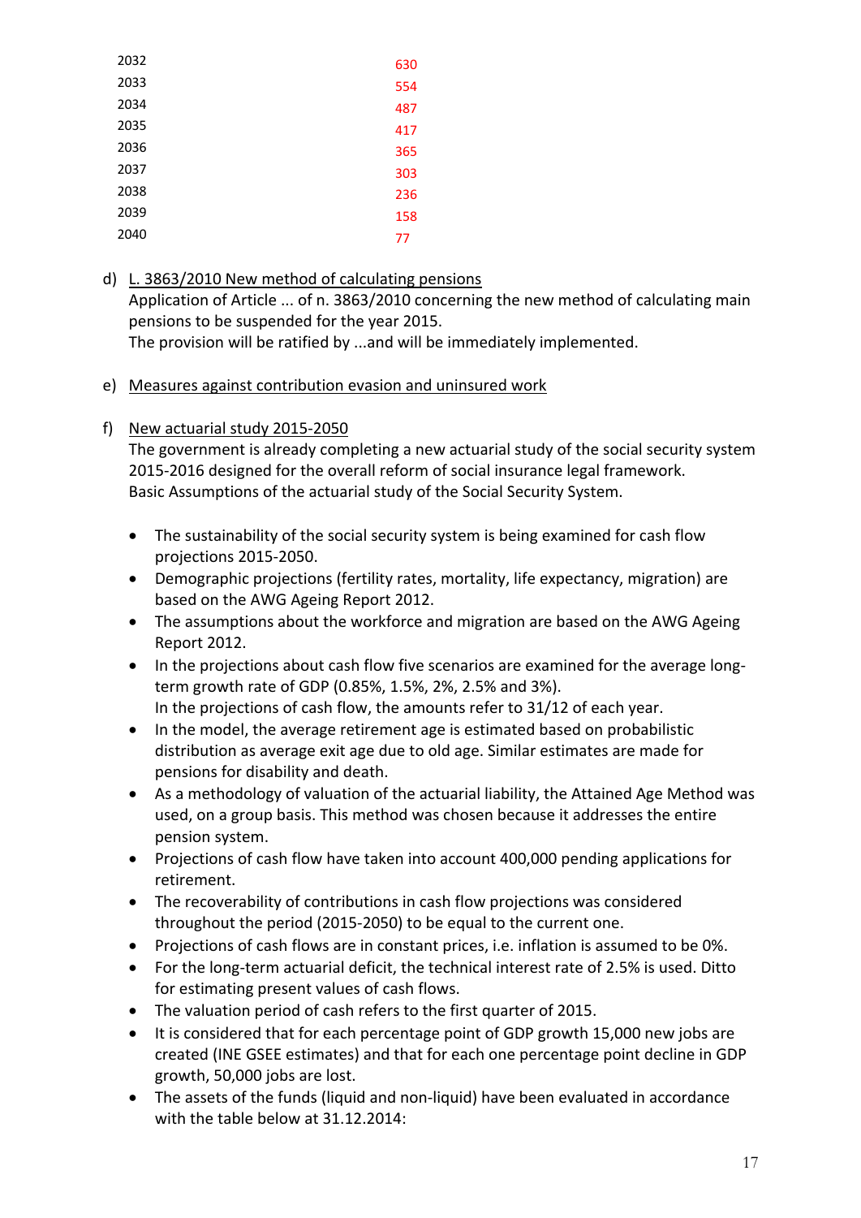| | |
|---|---|
| 2032 | 630 |
| 2033 | 554 |
| 2034 | 487 |
| 2035 | 417 |
| 2036 | 365 |
| 2037 | 303 |
| 2038 | 236 |
| 2039 | 158 |
| 2040 | 77 |

d) L. 3863/2010 New method of calculating pensions

Application of Article ... of n. 3863/2010 concerning the new method of calculating main pensions to be suspended for the year 2015.

The provision will be ratified by ...and will be immediately implemented.

e) Measures against contribution evasion and uninsured work

f) New actuarial study 2015-2050

The government is already completing a new actuarial study of the social security system 2015-2016 designed for the overall reform of social insurance legal framework.

Basic Assumptions of the actuarial study of the Social Security System.

- The sustainability of the social security system is being examined for cash flow projections 2015-2050.
- Demographic projections (fertility rates, mortality, life expectancy, migration) are based on the AWG Ageing Report 2012.
- The assumptions about the workforce and migration are based on the AWG Ageing Report 2012.
- In the projections about cash flow five scenarios are examined for the average long-term growth rate of GDP (0.85%, 1.5%, 2%, 2.5% and 3%).
  In the projections of cash flow, the amounts refer to 31/12 of each year.
- In the model, the average retirement age is estimated based on probabilistic distribution as average exit age due to old age. Similar estimates are made for pensions for disability and death.
- As a methodology of valuation of the actuarial liability, the Attained Age Method was used, on a group basis. This method was chosen because it addresses the entire pension system.
- Projections of cash flow have taken into account 400,000 pending applications for retirement.
- The recoverability of contributions in cash flow projections was considered throughout the period (2015-2050) to be equal to the current one.
- Projections of cash flows are in constant prices, i.e. inflation is assumed to be 0%.
- For the long-term actuarial deficit, the technical interest rate of 2.5% is used. Ditto for estimating present values of cash flows.
- The valuation period of cash refers to the first quarter of 2015.
- It is considered that for each percentage point of GDP growth 15,000 new jobs are created (INE GSEE estimates) and that for each one percentage point decline in GDP growth, 50,000 jobs are lost.
- The assets of the funds (liquid and non-liquid) have been evaluated in accordance with the table below at 31.12.2014: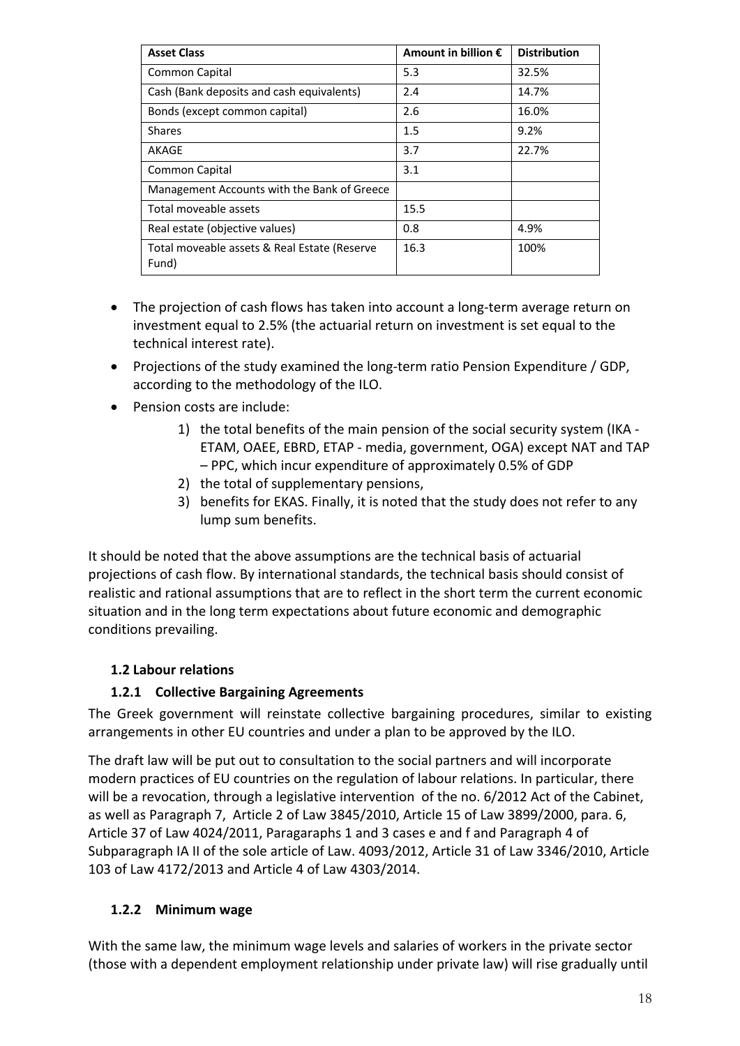| Asset Class | Amount in billion € | Distribution |
|---|---|---|
| Common Capital | 5.3 | 32.5% |
| Cash (Bank deposits and cash equivalents) | 2.4 | 14.7% |
| Bonds (except common capital) | 2.6 | 16.0% |
| Shares | 1.5 | 9.2% |
| AKAGE | 3.7 | 22.7% |
| Common Capital | 3.1 | |
| Management Accounts with the Bank of Greece | | |
| Total moveable assets | 15.5 | |
| Real estate (objective values) | 0.8 | 4.9% |
| Total moveable assets & Real Estate (Reserve Fund) | 16.3 | 100% |

- The projection of cash flows has taken into account a long-term average return on investment equal to 2.5% (the actuarial return on investment is set equal to the technical interest rate).
- Projections of the study examined the long-term ratio Pension Expenditure / GDP, according to the methodology of the ILO.
- Pension costs are include:
    1) the total benefits of the main pension of the social security system (IKA - ETAM, OAEE, EBRD, ETAP - media, government, OGA) except NAT and TAP – PPC, which incur expenditure of approximately 0.5% of GDP
    2) the total of supplementary pensions,
    3) benefits for EKAS. Finally, it is noted that the study does not refer to any lump sum benefits.

It should be noted that the above assumptions are the technical basis of actuarial projections of cash flow. By international standards, the technical basis should consist of realistic and rational assumptions that are to reflect in the short term the current economic situation and in the long term expectations about future economic and demographic conditions prevailing.

### 1.2 Labour relations

#### 1.2.1 Collective Bargaining Agreements

The Greek government will reinstate collective bargaining procedures, similar to existing arrangements in other EU countries and under a plan to be approved by the ILO.

The draft law will be put out to consultation to the social partners and will incorporate modern practices of EU countries on the regulation of labour relations. In particular, there will be a revocation, through a legislative intervention of the no. 6/2012 Act of the Cabinet, as well as Paragraph 7, Article 2 of Law 3845/2010, Article 15 of Law 3899/2000, para. 6, Article 37 of Law 4024/2011, Paragaraphs 1 and 3 cases e and f and Paragraph 4 of Subparagraph IA II of the sole article of Law. 4093/2012, Article 31 of Law 3346/2010, Article 103 of Law 4172/2013 and Article 4 of Law 4303/2014.

#### 1.2.2 Minimum wage

With the same law, the minimum wage levels and salaries of workers in the private sector (those with a dependent employment relationship under private law) will rise gradually until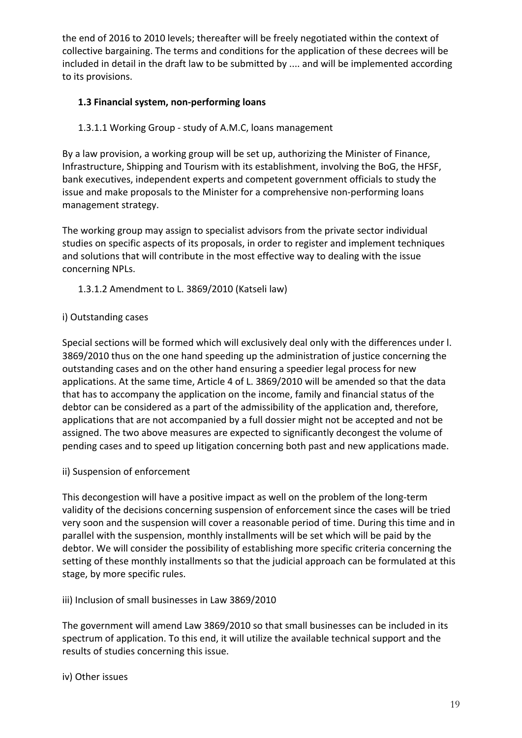the end of 2016 to 2010 levels; thereafter will be freely negotiated within the context of collective bargaining. The terms and conditions for the application of these decrees will be included in detail in the draft law to be submitted by .... and will be implemented according to its provisions.

### 1.3 Financial system, non-performing loans

#### 1.3.1.1 Working Group - study of A.M.C, loans management

By a law provision, a working group will be set up, authorizing the Minister of Finance, Infrastructure, Shipping and Tourism with its establishment, involving the BoG, the HFSF, bank executives, independent experts and competent government officials to study the issue and make proposals to the Minister for a comprehensive non-performing loans management strategy.

The working group may assign to specialist advisors from the private sector individual studies on specific aspects of its proposals, in order to register and implement techniques and solutions that will contribute in the most effective way to dealing with the issue concerning NPLs.

#### 1.3.1.2 Amendment to L. 3869/2010 (Katseli law)

i) Outstanding cases

Special sections will be formed which will exclusively deal only with the differences under l. 3869/2010 thus on the one hand speeding up the administration of justice concerning the outstanding cases and on the other hand ensuring a speedier legal process for new applications. At the same time, Article 4 of L. 3869/2010 will be amended so that the data that has to accompany the application on the income, family and financial status of the debtor can be considered as a part of the admissibility of the application and, therefore, applications that are not accompanied by a full dossier might not be accepted and not be assigned. The two above measures are expected to significantly decongest the volume of pending cases and to speed up litigation concerning both past and new applications made.

ii) Suspension of enforcement

This decongestion will have a positive impact as well on the problem of the long-term validity of the decisions concerning suspension of enforcement since the cases will be tried very soon and the suspension will cover a reasonable period of time. During this time and in parallel with the suspension, monthly installments will be set which will be paid by the debtor. We will consider the possibility of establishing more specific criteria concerning the setting of these monthly installments so that the judicial approach can be formulated at this stage, by more specific rules.

iii) Inclusion of small businesses in Law 3869/2010

The government will amend Law 3869/2010 so that small businesses can be included in its spectrum of application. To this end, it will utilize the available technical support and the results of studies concerning this issue.

iv) Other issues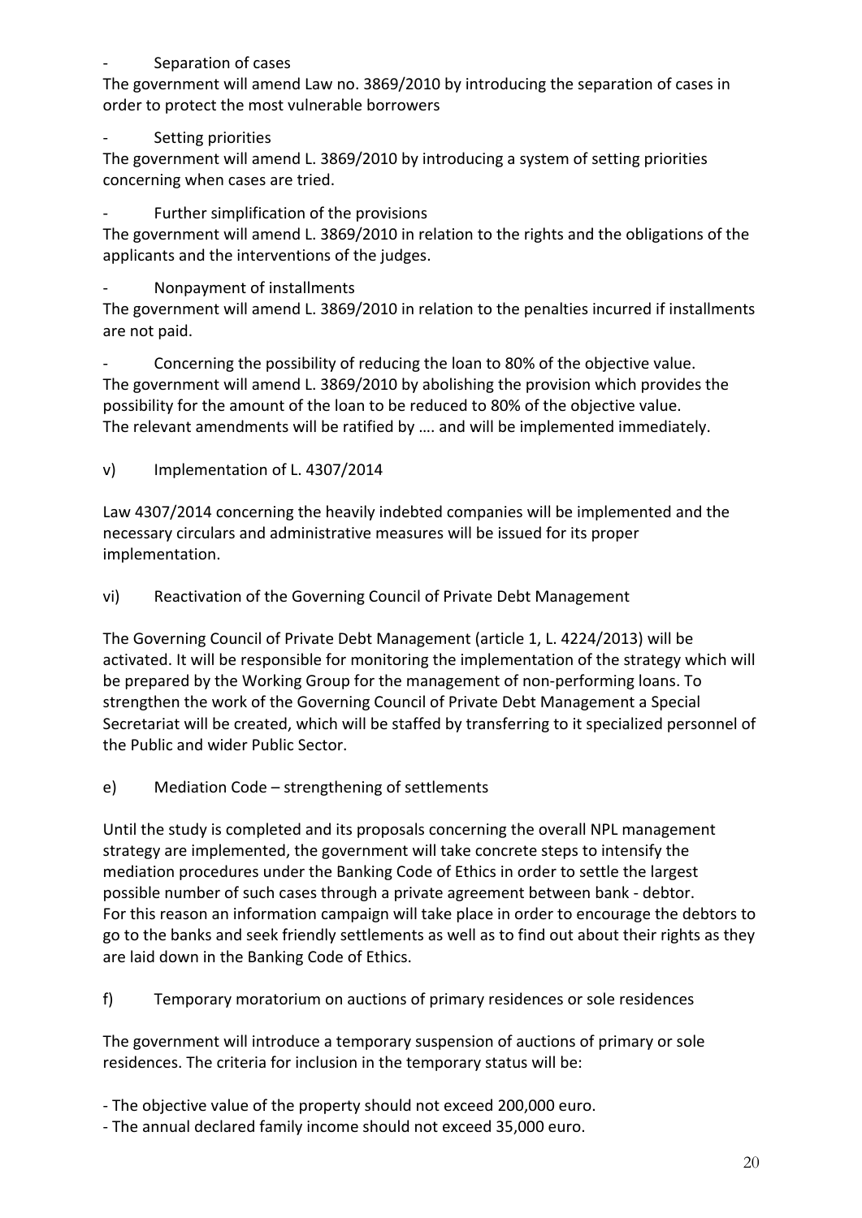- Separation of cases

The government will amend Law no. 3869/2010 by introducing the separation of cases in order to protect the most vulnerable borrowers

- Setting priorities

The government will amend L. 3869/2010 by introducing a system of setting priorities concerning when cases are tried.

- Further simplification of the provisions

The government will amend L. 3869/2010 in relation to the rights and the obligations of the applicants and the interventions of the judges.

- Nonpayment of installments

The government will amend L. 3869/2010 in relation to the penalties incurred if installments are not paid.

- Concerning the possibility of reducing the loan to 80% of the objective value.

The government will amend L. 3869/2010 by abolishing the provision which provides the possibility for the amount of the loan to be reduced to 80% of the objective value.
The relevant amendments will be ratified by …. and will be implemented immediately.

v) Implementation of L. 4307/2014

Law 4307/2014 concerning the heavily indebted companies will be implemented and the necessary circulars and administrative measures will be issued for its proper implementation.

vi) Reactivation of the Governing Council of Private Debt Management

The Governing Council of Private Debt Management (article 1, L. 4224/2013) will be activated. It will be responsible for monitoring the implementation of the strategy which will be prepared by the Working Group for the management of non-performing loans. To strengthen the work of the Governing Council of Private Debt Management a Special Secretariat will be created, which will be staffed by transferring to it specialized personnel of the Public and wider Public Sector.

e) Mediation Code – strengthening of settlements

Until the study is completed and its proposals concerning the overall NPL management strategy are implemented, the government will take concrete steps to intensify the mediation procedures under the Banking Code of Ethics in order to settle the largest possible number of such cases through a private agreement between bank - debtor.
For this reason an information campaign will take place in order to encourage the debtors to go to the banks and seek friendly settlements as well as to find out about their rights as they are laid down in the Banking Code of Ethics.

f) Temporary moratorium on auctions of primary residences or sole residences

The government will introduce a temporary suspension of auctions of primary or sole residences. The criteria for inclusion in the temporary status will be:

- The objective value of the property should not exceed 200,000 euro.
- The annual declared family income should not exceed 35,000 euro.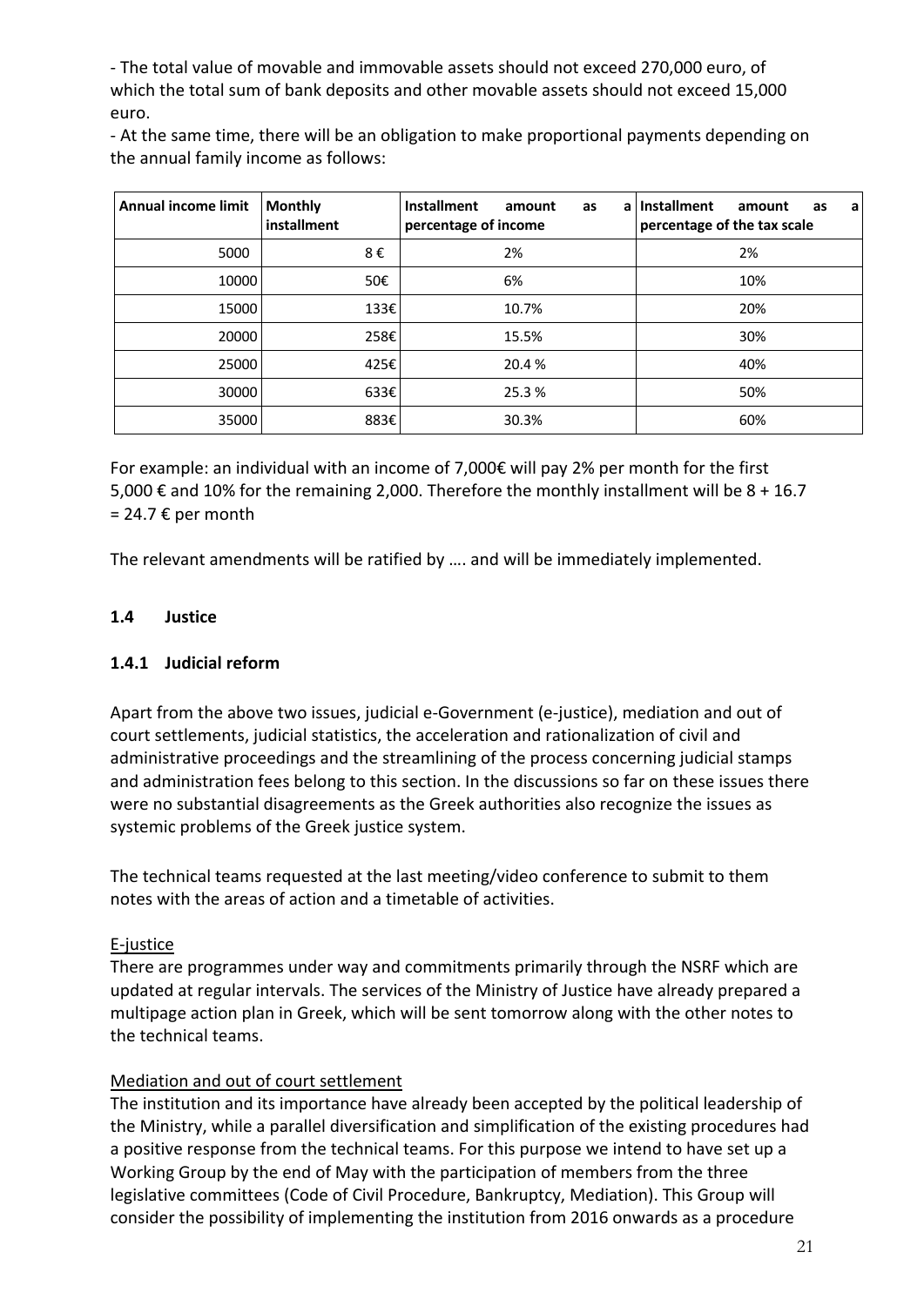- The total value of movable and immovable assets should not exceed 270,000 euro, of which the total sum of bank deposits and other movable assets should not exceed 15,000 euro.

- At the same time, there will be an obligation to make proportional payments depending on the annual family income as follows:

| Annual income limit | Monthly installment | Installment amount as a percentage of income | Installment amount as a percentage of the tax scale |
|---|---|---|---|
| 5000 | 8 € | 2% | 2% |
| 10000 | 50€ | 6% | 10% |
| 15000 | 133€ | 10.7% | 20% |
| 20000 | 258€ | 15.5% | 30% |
| 25000 | 425€ | 20.4 % | 40% |
| 30000 | 633€ | 25.3 % | 50% |
| 35000 | 883€ | 30.3% | 60% |

For example: an individual with an income of 7,000€ will pay 2% per month for the first 5,000 € and 10% for the remaining 2,000. Therefore the monthly installment will be 8 + 16.7 = 24.7 € per month

The relevant amendments will be ratified by …. and will be immediately implemented.

### 1.4 Justice

#### 1.4.1 Judicial reform

Apart from the above two issues, judicial e-Government (e-justice), mediation and out of court settlements, judicial statistics, the acceleration and rationalization of civil and administrative proceedings and the streamlining of the process concerning judicial stamps and administration fees belong to this section. In the discussions so far on these issues there were no substantial disagreements as the Greek authorities also recognize the issues as systemic problems of the Greek justice system.

The technical teams requested at the last meeting/video conference to submit to them notes with the areas of action and a timetable of activities.

E-justice

There are programmes under way and commitments primarily through the NSRF which are updated at regular intervals. The services of the Ministry of Justice have already prepared a multipage action plan in Greek, which will be sent tomorrow along with the other notes to the technical teams.

Mediation and out of court settlement

The institution and its importance have already been accepted by the political leadership of the Ministry, while a parallel diversification and simplification of the existing procedures had a positive response from the technical teams. For this purpose we intend to have set up a Working Group by the end of May with the participation of members from the three legislative committees (Code of Civil Procedure, Bankruptcy, Mediation). This Group will consider the possibility of implementing the institution from 2016 onwards as a procedure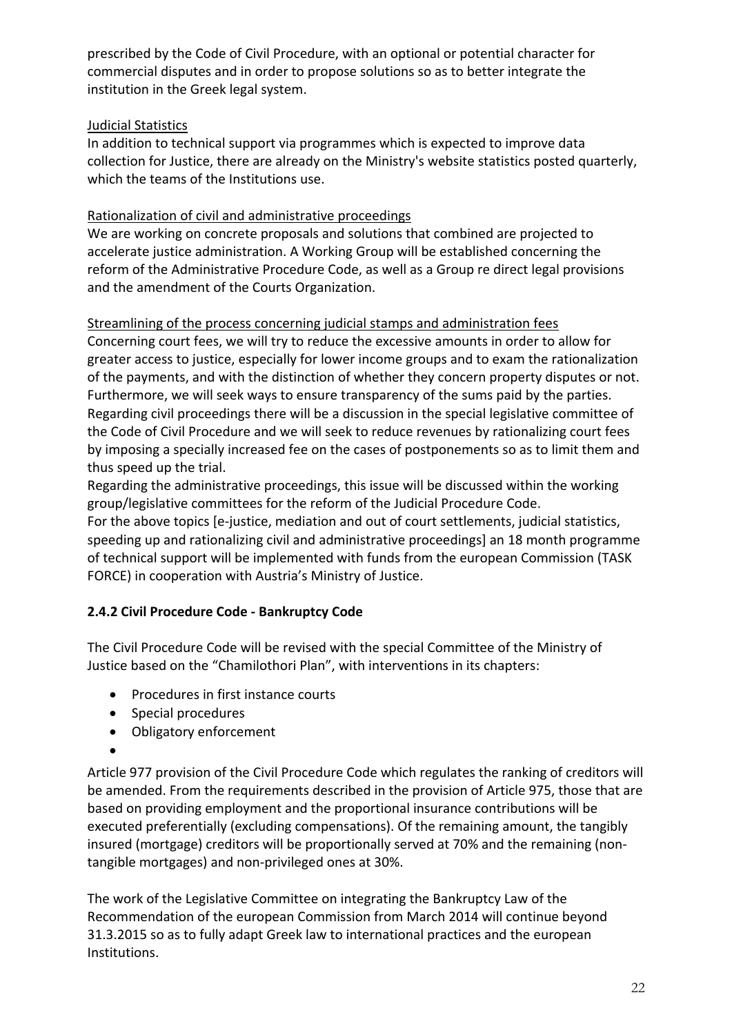prescribed by the Code of Civil Procedure, with an optional or potential character for commercial disputes and in order to propose solutions so as to better integrate the institution in the Greek legal system.

Judicial Statistics

In addition to technical support via programmes which is expected to improve data collection for Justice, there are already on the Ministry's website statistics posted quarterly, which the teams of the Institutions use.

Rationalization of civil and administrative proceedings

We are working on concrete proposals and solutions that combined are projected to accelerate justice administration. A Working Group will be established concerning the reform of the Administrative Procedure Code, as well as a Group re direct legal provisions and the amendment of the Courts Organization.

Streamlining of the process concerning judicial stamps and administration fees

Concerning court fees, we will try to reduce the excessive amounts in order to allow for greater access to justice, especially for lower income groups and to exam the rationalization of the payments, and with the distinction of whether they concern property disputes or not. Furthermore, we will seek ways to ensure transparency of the sums paid by the parties. Regarding civil proceedings there will be a discussion in the special legislative committee of the Code of Civil Procedure and we will seek to reduce revenues by rationalizing court fees by imposing a specially increased fee on the cases of postponements so as to limit them and thus speed up the trial.

Regarding the administrative proceedings, this issue will be discussed within the working group/legislative committees for the reform of the Judicial Procedure Code.

For the above topics [e-justice, mediation and out of court settlements, judicial statistics, speeding up and rationalizing civil and administrative proceedings] an 18 month programme of technical support will be implemented with funds from the european Commission (TASK FORCE) in cooperation with Austria's Ministry of Justice.

### 2.4.2 Civil Procedure Code - Bankruptcy Code

The Civil Procedure Code will be revised with the special Committee of the Ministry of Justice based on the "Chamilothori Plan", with interventions in its chapters:

- Procedures in first instance courts
- Special procedures
- Obligatory enforcement

Article 977 provision of the Civil Procedure Code which regulates the ranking of creditors will be amended. From the requirements described in the provision of Article 975, those that are based on providing employment and the proportional insurance contributions will be executed preferentially (excluding compensations). Of the remaining amount, the tangibly insured (mortgage) creditors will be proportionally served at 70% and the remaining (non-tangible mortgages) and non-privileged ones at 30%.

The work of the Legislative Committee on integrating the Bankruptcy Law of the Recommendation of the european Commission from March 2014 will continue beyond 31.3.2015 so as to fully adapt Greek law to international practices and the european Institutions.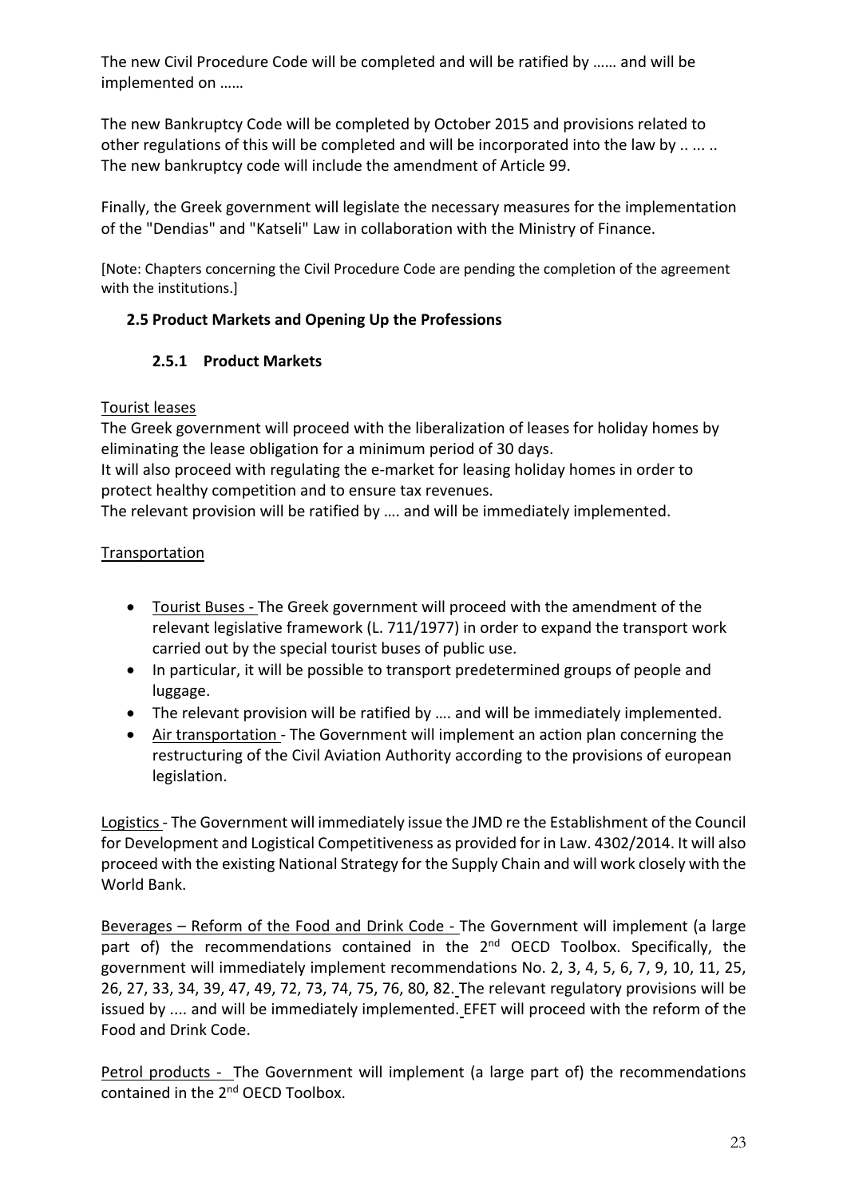The new Civil Procedure Code will be completed and will be ratified by …… and will be implemented on ……

The new Bankruptcy Code will be completed by October 2015 and provisions related to other regulations of this will be completed and will be incorporated into the law by .. ... .. The new bankruptcy code will include the amendment of Article 99.

Finally, the Greek government will legislate the necessary measures for the implementation of the "Dendias" and "Katseli" Law in collaboration with the Ministry of Finance.

[Note: Chapters concerning the Civil Procedure Code are pending the completion of the agreement with the institutions.]

## 2.5 Product Markets and Opening Up the Professions

### 2.5.1 Product Markets

Tourist leases

The Greek government will proceed with the liberalization of leases for holiday homes by eliminating the lease obligation for a minimum period of 30 days.

It will also proceed with regulating the e-market for leasing holiday homes in order to protect healthy competition and to ensure tax revenues.

The relevant provision will be ratified by …. and will be immediately implemented.

Transportation

- Tourist Buses - The Greek government will proceed with the amendment of the relevant legislative framework (L. 711/1977) in order to expand the transport work carried out by the special tourist buses of public use.
- In particular, it will be possible to transport predetermined groups of people and luggage.
- The relevant provision will be ratified by …. and will be immediately implemented.
- Air transportation - The Government will implement an action plan concerning the restructuring of the Civil Aviation Authority according to the provisions of european legislation.

Logistics - The Government will immediately issue the JMD re the Establishment of the Council for Development and Logistical Competitiveness as provided for in Law. 4302/2014. It will also proceed with the existing National Strategy for the Supply Chain and will work closely with the World Bank.

Beverages – Reform of the Food and Drink Code - The Government will implement (a large part of) the recommendations contained in the 2nd OECD Toolbox. Specifically, the government will immediately implement recommendations No. 2, 3, 4, 5, 6, 7, 9, 10, 11, 25, 26, 27, 33, 34, 39, 47, 49, 72, 73, 74, 75, 76, 80, 82. The relevant regulatory provisions will be issued by .... and will be immediately implemented. EFET will proceed with the reform of the Food and Drink Code.

Petrol products - The Government will implement (a large part of) the recommendations contained in the 2nd OECD Toolbox.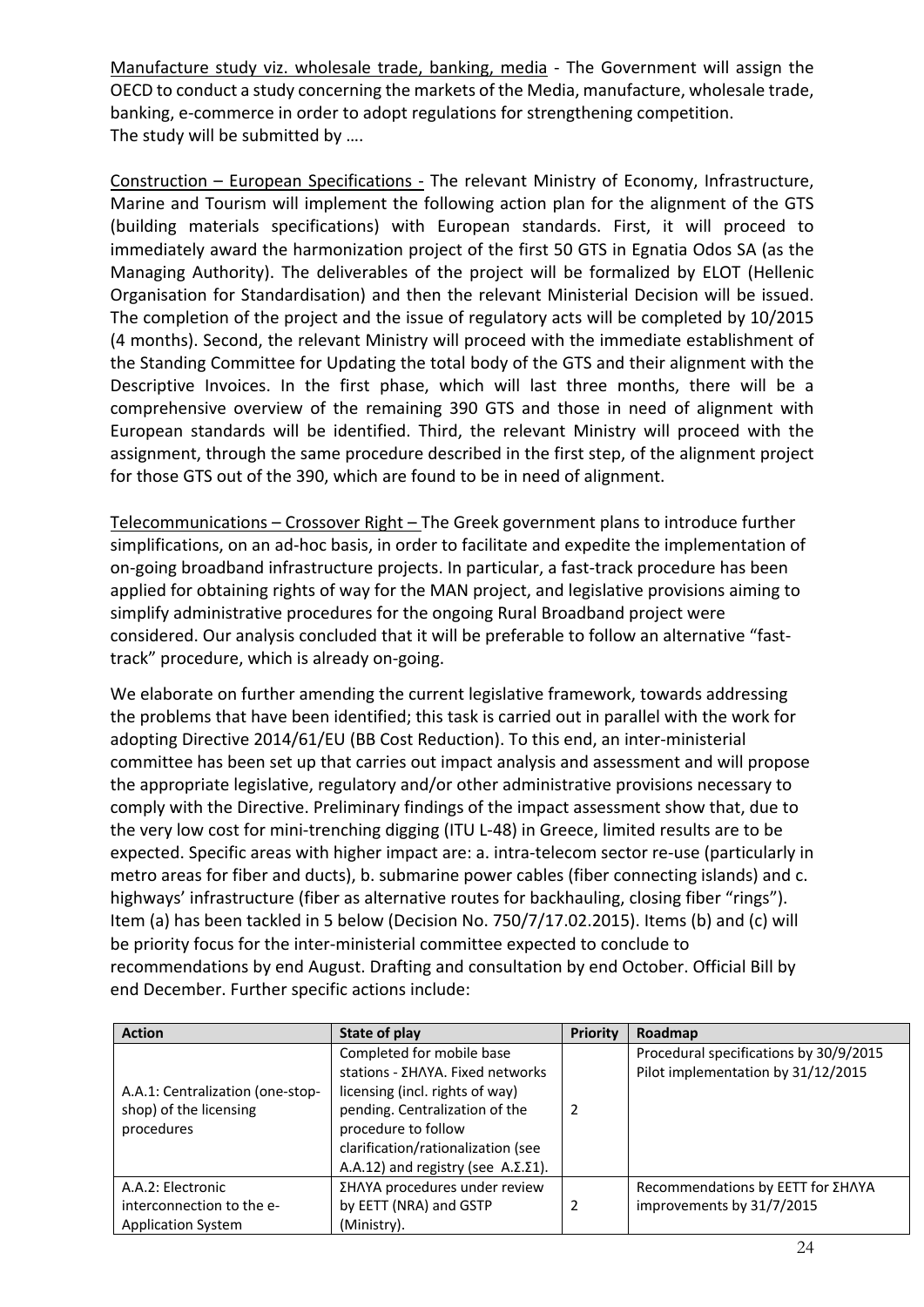Manufacture study viz. wholesale trade, banking, media - The Government will assign the OECD to conduct a study concerning the markets of the Media, manufacture, wholesale trade, banking, e-commercе in order to adopt regulations for strengthening competition. The study will be submitted by ….

Construction – European Specifications - The relevant Ministry of Economy, Infrastructure, Marine and Tourism will implement the following action plan for the alignment of the GTS (building materials specifications) with European standards. First, it will proceed to immediately award the harmonization project of the first 50 GTS in Egnatia Odos SA (as the Managing Authority). The deliverables of the project will be formalized by ELOT (Hellenic Organisation for Standardisation) and then the relevant Ministerial Decision will be issued. The completion of the project and the issue of regulatory acts will be completed by 10/2015 (4 months). Second, the relevant Ministry will proceed with the immediate establishment of the Standing Committee for Updating the total body of the GTS and their alignment with the Descriptive Invoices. In the first phase, which will last three months, there will be a comprehensive overview of the remaining 390 GTS and those in need of alignment with European standards will be identified. Third, the relevant Ministry will proceed with the assignment, through the same procedure described in the first step, of the alignment project for those GTS out of the 390, which are found to be in need of alignment.

Telecommunications – Crossover Right – The Greek government plans to introduce further simplifications, on an ad-hoc basis, in order to facilitate and expedite the implementation of on-going broadband infrastructure projects. In particular, a fast-track procedure has been applied for obtaining rights of way for the MAN project, and legislative provisions aiming to simplify administrative procedures for the ongoing Rural Broadband project were considered. Our analysis concluded that it will be preferable to follow an alternative "fast-track" procedure, which is already on-going.

We elaborate on further amending the current legislative framework, towards addressing the problems that have been identified; this task is carried out in parallel with the work for adopting Directive 2014/61/EU (BB Cost Reduction). To this end, an inter-ministerial committee has been set up that carries out impact analysis and assessment and will propose the appropriate legislative, regulatory and/or other administrative provisions necessary to comply with the Directive. Preliminary findings of the impact assessment show that, due to the very low cost for mini-trenching digging (ITU L-48) in Greece, limited results are to be expected. Specific areas with higher impact are: a. intra-telecom sector re-use (particularly in metro areas for fiber and ducts), b. submarine power cables (fiber connecting islands) and c. highways' infrastructure (fiber as alternative routes for backhauling, closing fiber "rings"). Item (a) has been tackled in 5 below (Decision No. 750/7/17.02.2015). Items (b) and (c) will be priority focus for the inter-ministerial committee expected to conclude to recommendations by end August. Drafting and consultation by end October. Official Bill by end December. Further specific actions include:

| Action | State of play | Priority | Roadmap |
|---|---|---|---|
| A.A.1: Centralization (one-stop-shop) of the licensing procedures | Completed for mobile base stations - ΣΗΛΥΑ. Fixed networks licensing (incl. rights of way) pending. Centralization of the procedure to follow clarification/rationalization (see A.A.12) and registry (see A.Σ.Σ1). | 2 | Procedural specifications by 30/9/2015<br>Pilot implementation by 31/12/2015 |
| A.A.2: Electronic interconnection to the e-Application System | ΣΗΛΥΑ procedures under review by EETT (NRA) and GSTP (Ministry). | 2 | Recommendations by EETT for ΣΗΛΥΑ improvements by 31/7/2015 |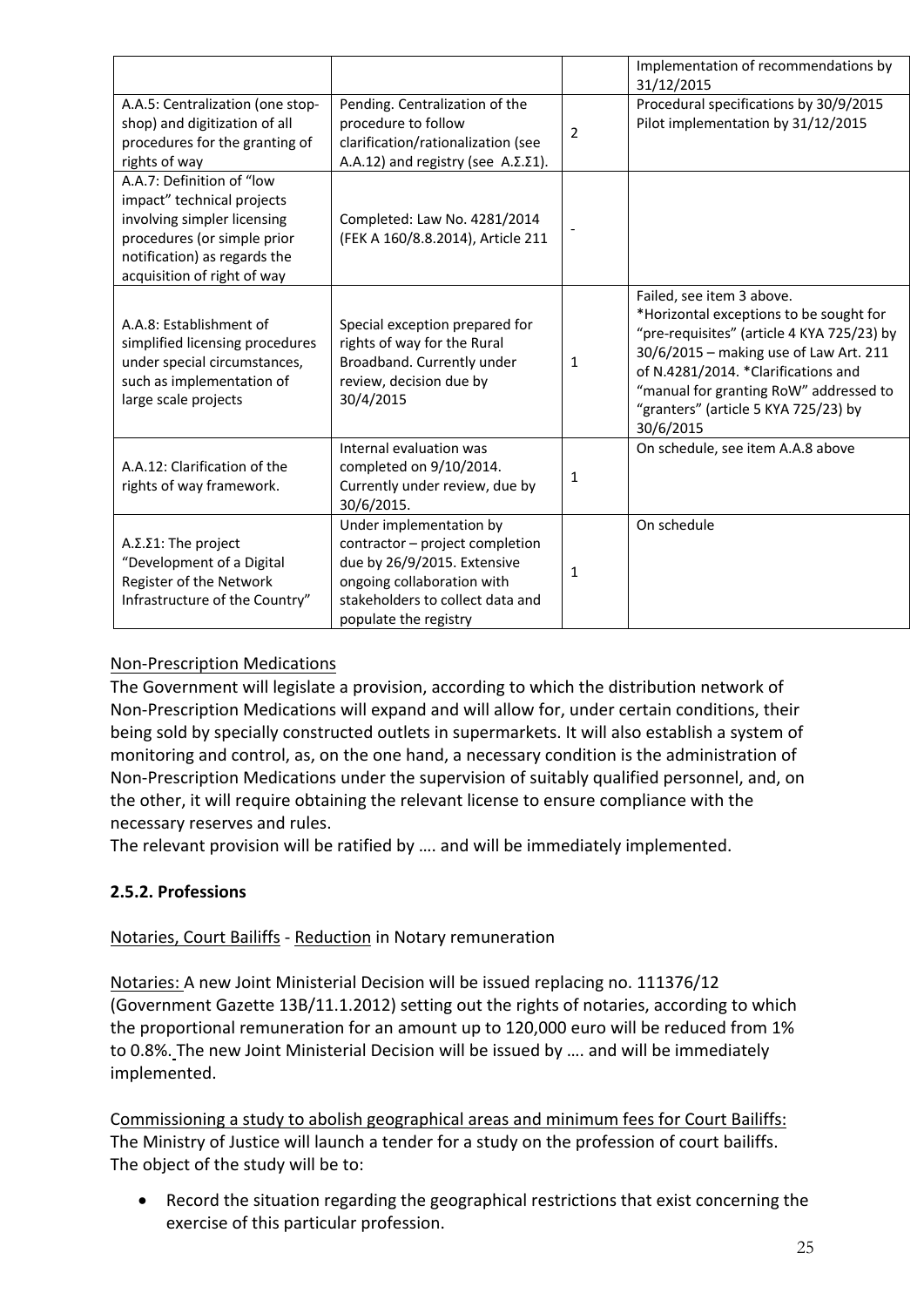| | | | |
|---|---|---|---|
| | | | Implementation of recommendations by 31/12/2015 |
| A.A.5: Centralization (one stop-shop) and digitization of all procedures for the granting of rights of way | Pending. Centralization of the procedure to follow clarification/rationalization (see A.A.12) and registry (see A.Σ.Σ1). | 2 | Procedural specifications by 30/9/2015 Pilot implementation by 31/12/2015 |
| A.A.7: Definition of "low impact" technical projects involving simpler licensing procedures (or simple prior notification) as regards the acquisition of right of way | Completed: Law No. 4281/2014 (FEK A 160/8.8.2014), Article 211 | - | |
| A.A.8: Establishment of simplified licensing procedures under special circumstances, such as implementation of large scale projects | Special exception prepared for rights of way for the Rural Broadband. Currently under review, decision due by 30/4/2015 | 1 | Failed, see item 3 above. *Horizontal exceptions to be sought for "pre-requisites" (article 4 KYA 725/23) by 30/6/2015 – making use of Law Art. 211 of N.4281/2014. *Clarifications and "manual for granting RoW" addressed to "granters" (article 5 KYA 725/23) by 30/6/2015 |
| A.A.12: Clarification of the rights of way framework. | Internal evaluation was completed on 9/10/2014. Currently under review, due by 30/6/2015. | 1 | On schedule, see item A.A.8 above |
| A.Σ.Σ1: The project "Development of a Digital Register of the Network Infrastructure of the Country" | Under implementation by contractor – project completion due by 26/9/2015. Extensive ongoing collaboration with stakeholders to collect data and populate the registry | 1 | On schedule |

Non-Prescription Medications

The Government will legislate a provision, according to which the distribution network of Non-Prescription Medications will expand and will allow for, under certain conditions, their being sold by specially constructed outlets in supermarkets. It will also establish a system of monitoring and control, as, on the one hand, a necessary condition is the administration of Non-Prescription Medications under the supervision of suitably qualified personnel, and, on the other, it will require obtaining the relevant license to ensure compliance with the necessary reserves and rules.

The relevant provision will be ratified by …. and will be immediately implemented.

### 2.5.2. Professions

Notaries, Court Bailiffs - Reduction in Notary remuneration

Notaries: A new Joint Ministerial Decision will be issued replacing no. 111376/12 (Government Gazette 13B/11.1.2012) setting out the rights of notaries, according to which the proportional remuneration for an amount up to 120,000 euro will be reduced from 1% to 0.8%. The new Joint Ministerial Decision will be issued by …. and will be immediately implemented.

Commissioning a study to abolish geographical areas and minimum fees for Court Bailiffs: The Ministry of Justice will launch a tender for a study on the profession of court bailiffs. The object of the study will be to:

- Record the situation regarding the geographical restrictions that exist concerning the exercise of this particular profession.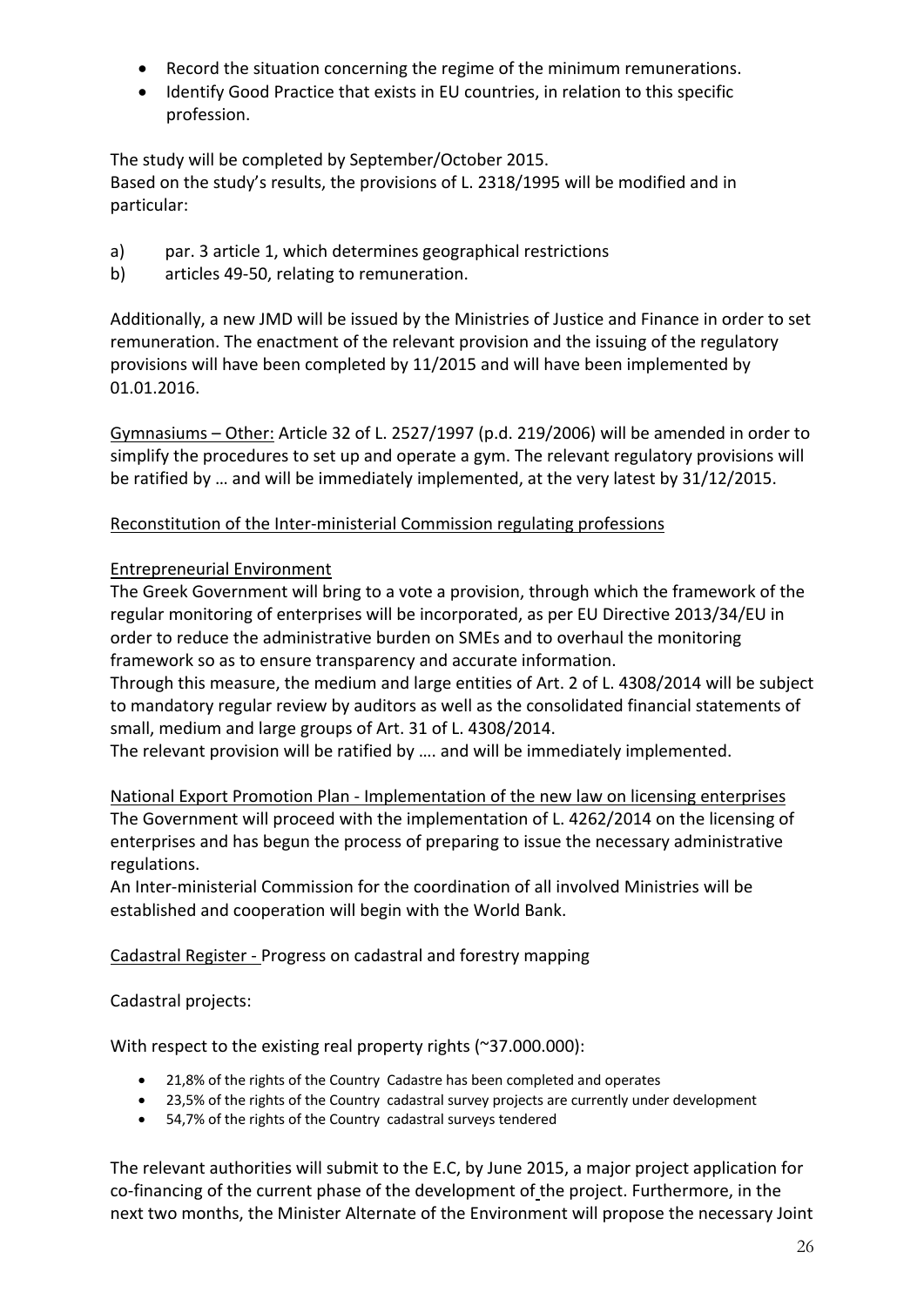- Record the situation concerning the regime of the minimum remunerations.
- Identify Good Practice that exists in EU countries, in relation to this specific profession.

The study will be completed by September/October 2015.
Based on the study's results, the provisions of L. 2318/1995 will be modified and in particular:

a) par. 3 article 1, which determines geographical restrictions
b) articles 49-50, relating to remuneration.

Additionally, a new JMD will be issued by the Ministries of Justice and Finance in order to set remuneration. The enactment of the relevant provision and the issuing of the regulatory provisions will have been completed by 11/2015 and will have been implemented by 01.01.2016.

<u>Gymnasiums – Other:</u> Article 32 of L. 2527/1997 (p.d. 219/2006) will be amended in order to simplify the procedures to set up and operate a gym. The relevant regulatory provisions will be ratified by … and will be immediately implemented, at the very latest by 31/12/2015.

<u>Reconstitution of the Inter-ministerial Commission regulating professions</u>

<u>Entrepreneurial Environment</u>
The Greek Government will bring to a vote a provision, through which the framework of the regular monitoring of enterprises will be incorporated, as per EU Directive 2013/34/EU in order to reduce the administrative burden on SMEs and to overhaul the monitoring framework so as to ensure transparency and accurate information.
Through this measure, the medium and large entities of Art. 2 of L. 4308/2014 will be subject to mandatory regular review by auditors as well as the consolidated financial statements of small, medium and large groups of Art. 31 of L. 4308/2014.
The relevant provision will be ratified by …. and will be immediately implemented.

<u>National Export Promotion Plan - Implementation of the new law on licensing enterprises</u>
The Government will proceed with the implementation of L. 4262/2014 on the licensing of enterprises and has begun the process of preparing to issue the necessary administrative regulations.
An Inter-ministerial Commission for the coordination of all involved Ministries will be established and cooperation will begin with the World Bank.

<u>Cadastral Register -</u> Progress on cadastral and forestry mapping

Cadastral projects:

With respect to the existing real property rights (~37.000.000):

- 21,8% of the rights of the Country Cadastre has been completed and operates
- 23,5% of the rights of the Country cadastral survey projects are currently under development
- 54,7% of the rights of the Country cadastral surveys tendered

The relevant authorities will submit to the E.C, by June 2015, a major project application for co-financing of the current phase of the development of the project. Furthermore, in the next two months, the Minister Alternate of the Environment will propose the necessary Joint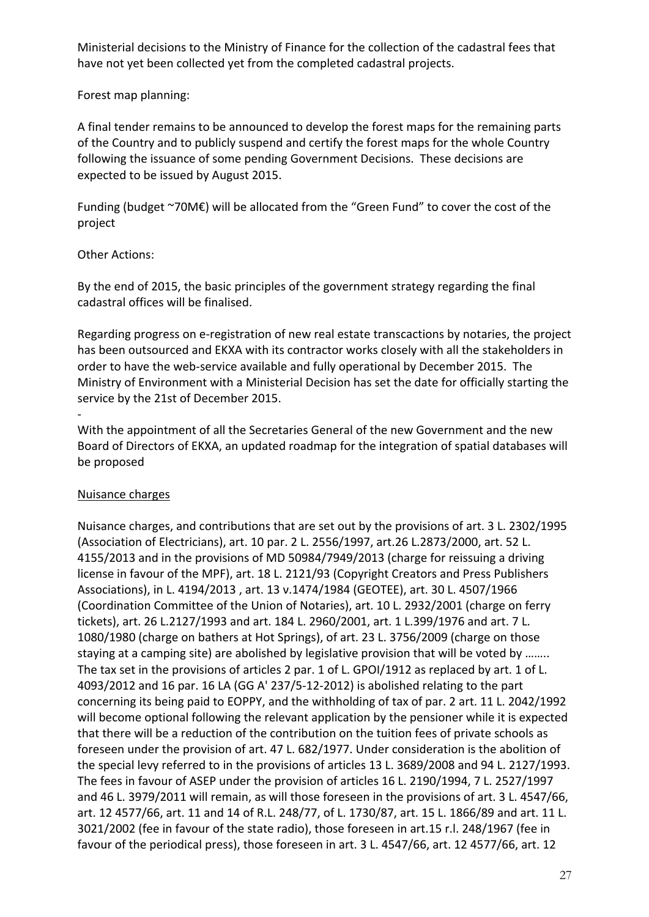Ministerial decisions to the Ministry of Finance for the collection of the cadastral fees that have not yet been collected yet from the completed cadastral projects.

Forest map planning:

A final tender remains to be announced to develop the forest maps for the remaining parts of the Country and to publicly suspend and certify the forest maps for the whole Country following the issuance of some pending Government Decisions. These decisions are expected to be issued by August 2015.

Funding (budget ~70M€) will be allocated from the "Green Fund" to cover the cost of the project

Other Actions:

By the end of 2015, the basic principles of the government strategy regarding the final cadastral offices will be finalised.

Regarding progress on e-registration of new real estate transcactions by notaries, the project has been outsourced and EKXA with its contractor works closely with all the stakeholders in order to have the web-service available and fully operational by December 2015. The Ministry of Environment with a Ministerial Decision has set the date for officially starting the service by the 21st of December 2015.

-

With the appointment of all the Secretaries General of the new Government and the new Board of Directors of EKXA, an updated roadmap for the integration of spatial databases will be proposed

<u>Nuisance charges</u>

Nuisance charges, and contributions that are set out by the provisions of art. 3 L. 2302/1995 (Association of Electricians), art. 10 par. 2 L. 2556/1997, art.26 L.2873/2000, art. 52 L. 4155/2013 and in the provisions of MD 50984/7949/2013 (charge for reissuing a driving license in favour of the MPF), art. 18 L. 2121/93 (Copyright Creators and Press Publishers Associations), in L. 4194/2013 , art. 13 v.1474/1984 (GEOTEE), art. 30 L. 4507/1966 (Coordination Committee of the Union of Notaries), art. 10 L. 2932/2001 (charge on ferry tickets), art. 26 L.2127/1993 and art. 184 L. 2960/2001, art. 1 L.399/1976 and art. 7 L. 1080/1980 (charge on bathers at Hot Springs), of art. 23 L. 3756/2009 (charge on those staying at a camping site) are abolished by legislative provision that will be voted by …….. The tax set in the provisions of articles 2 par. 1 of L. GPOI/1912 as replaced by art. 1 of L. 4093/2012 and 16 par. 16 LA (GG A' 237/5-12-2012) is abolished relating to the part concerning its being paid to EOPPY, and the withholding of tax of par. 2 art. 11 L. 2042/1992 will become optional following the relevant application by the pensioner while it is expected that there will be a reduction of the contribution on the tuition fees of private schools as foreseen under the provision of art. 47 L. 682/1977. Under consideration is the abolition of the special levy referred to in the provisions of articles 13 L. 3689/2008 and 94 L. 2127/1993. The fees in favour of ASEP under the provision of articles 16 L. 2190/1994, 7 L. 2527/1997 and 46 L. 3979/2011 will remain, as will those foreseen in the provisions of art. 3 L. 4547/66, art. 12 4577/66, art. 11 and 14 of R.L. 248/77, of L. 1730/87, art. 15 L. 1866/89 and art. 11 L. 3021/2002 (fee in favour of the state radio), those foreseen in art.15 r.l. 248/1967 (fee in favour of the periodical press), those foreseen in art. 3 L. 4547/66, art. 12 4577/66, art. 12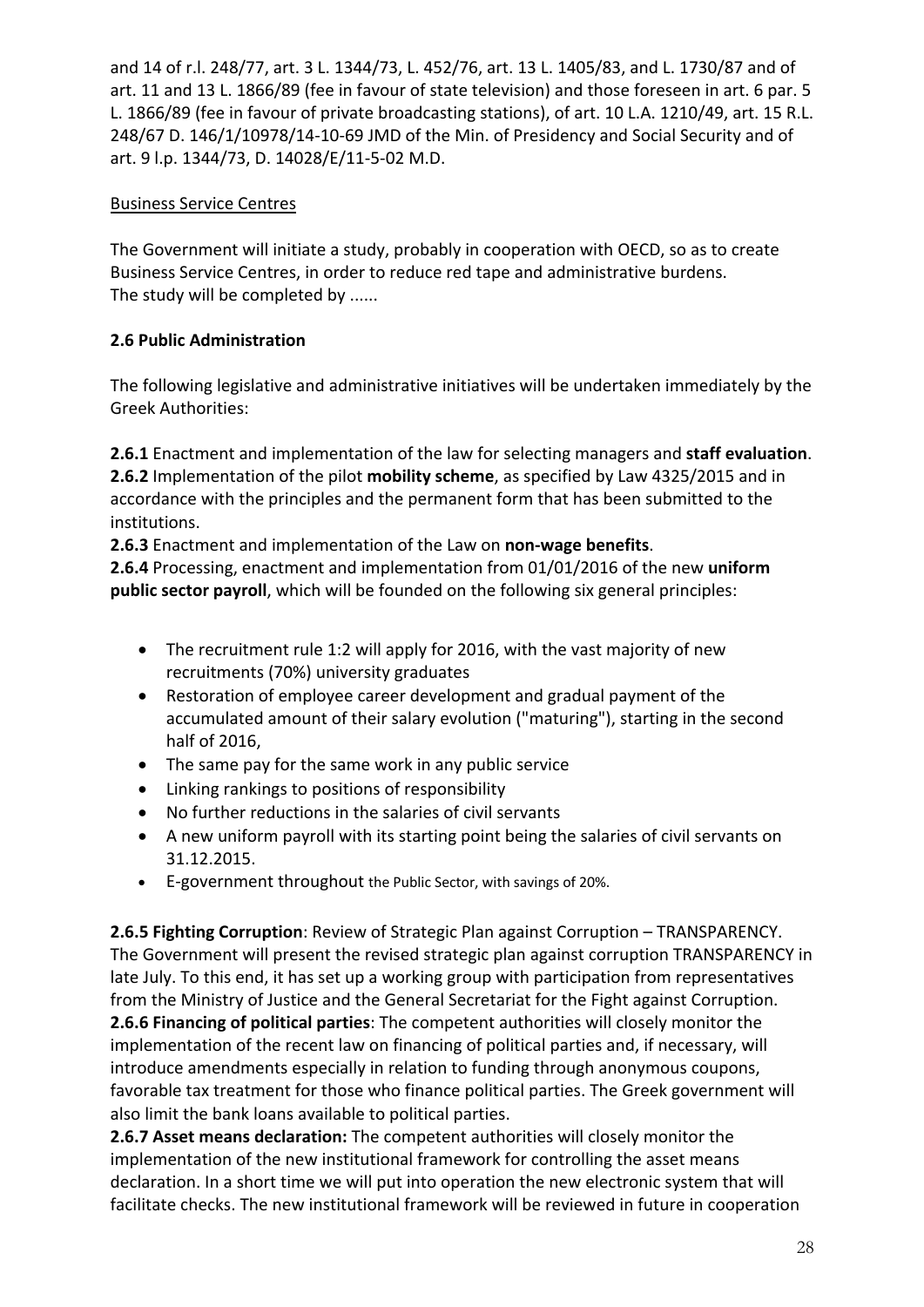and 14 of r.l. 248/77, art. 3 L. 1344/73, L. 452/76, art. 13 L. 1405/83, and L. 1730/87 and of art. 11 and 13 L. 1866/89 (fee in favour of state television) and those foreseen in art. 6 par. 5 L. 1866/89 (fee in favour of private broadcasting stations), of art. 10 L.A. 1210/49, art. 15 R.L. 248/67 D. 146/1/10978/14-10-69 JMD of the Min. of Presidency and Social Security and of art. 9 l.p. 1344/73, D. 14028/E/11-5-02 M.D.

Business Service Centres

The Government will initiate a study, probably in cooperation with OECD, so as to create Business Service Centres, in order to reduce red tape and administrative burdens.
The study will be completed by ......

### 2.6 Public Administration

The following legislative and administrative initiatives will be undertaken immediately by the Greek Authorities:

**2.6.1** Enactment and implementation of the law for selecting managers and **staff evaluation**.
**2.6.2** Implementation of the pilot **mobility scheme**, as specified by Law 4325/2015 and in accordance with the principles and the permanent form that has been submitted to the institutions.
**2.6.3** Enactment and implementation of the Law on **non-wage benefits**.
**2.6.4** Processing, enactment and implementation from 01/01/2016 of the new **uniform public sector payroll**, which will be founded on the following six general principles:

- The recruitment rule 1:2 will apply for 2016, with the vast majority of new recruitments (70%) university graduates
- Restoration of employee career development and gradual payment of the accumulated amount of their salary evolution ("maturing"), starting in the second half of 2016,
- The same pay for the same work in any public service
- Linking rankings to positions of responsibility
- No further reductions in the salaries of civil servants
- A new uniform payroll with its starting point being the salaries of civil servants on 31.12.2015.
- E-government throughout the Public Sector, with savings of 20%.

**2.6.5 Fighting Corruption**: Review of Strategic Plan against Corruption – TRANSPARENCY. The Government will present the revised strategic plan against corruption TRANSPARENCY in late July. To this end, it has set up a working group with participation from representatives from the Ministry of Justice and the General Secretariat for the Fight against Corruption.
**2.6.6 Financing of political parties**: The competent authorities will closely monitor the implementation of the recent law on financing of political parties and, if necessary, will introduce amendments especially in relation to funding through anonymous coupons, favorable tax treatment for those who finance political parties. The Greek government will also limit the bank loans available to political parties.
**2.6.7 Asset means declaration:** The competent authorities will closely monitor the implementation of the new institutional framework for controlling the asset means declaration. In a short time we will put into operation the new electronic system that will facilitate checks. The new institutional framework will be reviewed in future in cooperation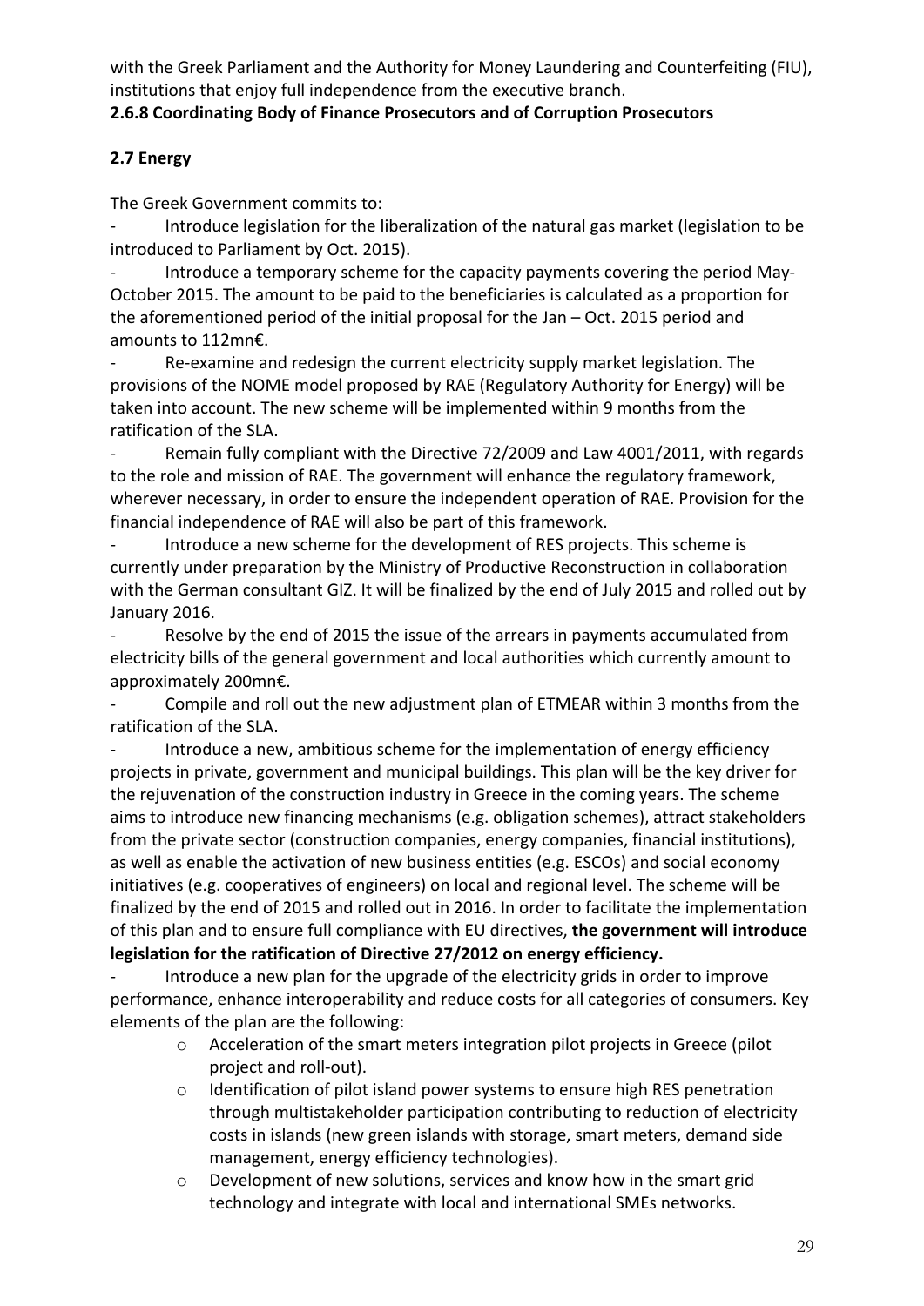with the Greek Parliament and the Authority for Money Laundering and Counterfeiting (FIU), institutions that enjoy full independence from the executive branch.

**2.6.8 Coordinating Body of Finance Prosecutors and of Corruption Prosecutors**

### 2.7 Energy

The Greek Government commits to:

- Introduce legislation for the liberalization of the natural gas market (legislation to be introduced to Parliament by Oct. 2015).
- Introduce a temporary scheme for the capacity payments covering the period May-October 2015. The amount to be paid to the beneficiaries is calculated as a proportion for the aforementioned period of the initial proposal for the Jan – Oct. 2015 period and amounts to 112mn€.
- Re-examine and redesign the current electricity supply market legislation. The provisions of the NOME model proposed by RAE (Regulatory Authority for Energy) will be taken into account. The new scheme will be implemented within 9 months from the ratification of the SLA.
- Remain fully compliant with the Directive 72/2009 and Law 4001/2011, with regards to the role and mission of RAE. The government will enhance the regulatory framework, wherever necessary, in order to ensure the independent operation of RAE. Provision for the financial independence of RAE will also be part of this framework.
- Introduce a new scheme for the development of RES projects. This scheme is currently under preparation by the Ministry of Productive Reconstruction in collaboration with the German consultant GIZ. It will be finalized by the end of July 2015 and rolled out by January 2016.
- Resolve by the end of 2015 the issue of the arrears in payments accumulated from electricity bills of the general government and local authorities which currently amount to approximately 200mn€.
- Compile and roll out the new adjustment plan of ETMEAR within 3 months from the ratification of the SLA.
- Introduce a new, ambitious scheme for the implementation of energy efficiency projects in private, government and municipal buildings. This plan will be the key driver for the rejuvenation of the construction industry in Greece in the coming years. The scheme aims to introduce new financing mechanisms (e.g. obligation schemes), attract stakeholders from the private sector (construction companies, energy companies, financial institutions), as well as enable the activation of new business entities (e.g. ESCOs) and social economy initiatives (e.g. cooperatives of engineers) on local and regional level. The scheme will be finalized by the end of 2015 and rolled out in 2016. In order to facilitate the implementation of this plan and to ensure full compliance with EU directives, **the government will introduce legislation for the ratification of Directive 27/2012 on energy efficiency.**
- Introduce a new plan for the upgrade of the electricity grids in order to improve performance, enhance interoperability and reduce costs for all categories of consumers. Key elements of the plan are the following:
    - Acceleration of the smart meters integration pilot projects in Greece (pilot project and roll-out).
    - Identification of pilot island power systems to ensure high RES penetration through multistakeholder participation contributing to reduction of electricity costs in islands (new green islands with storage, smart meters, demand side management, energy efficiency technologies).
    - Development of new solutions, services and know how in the smart grid technology and integrate with local and international SMEs networks.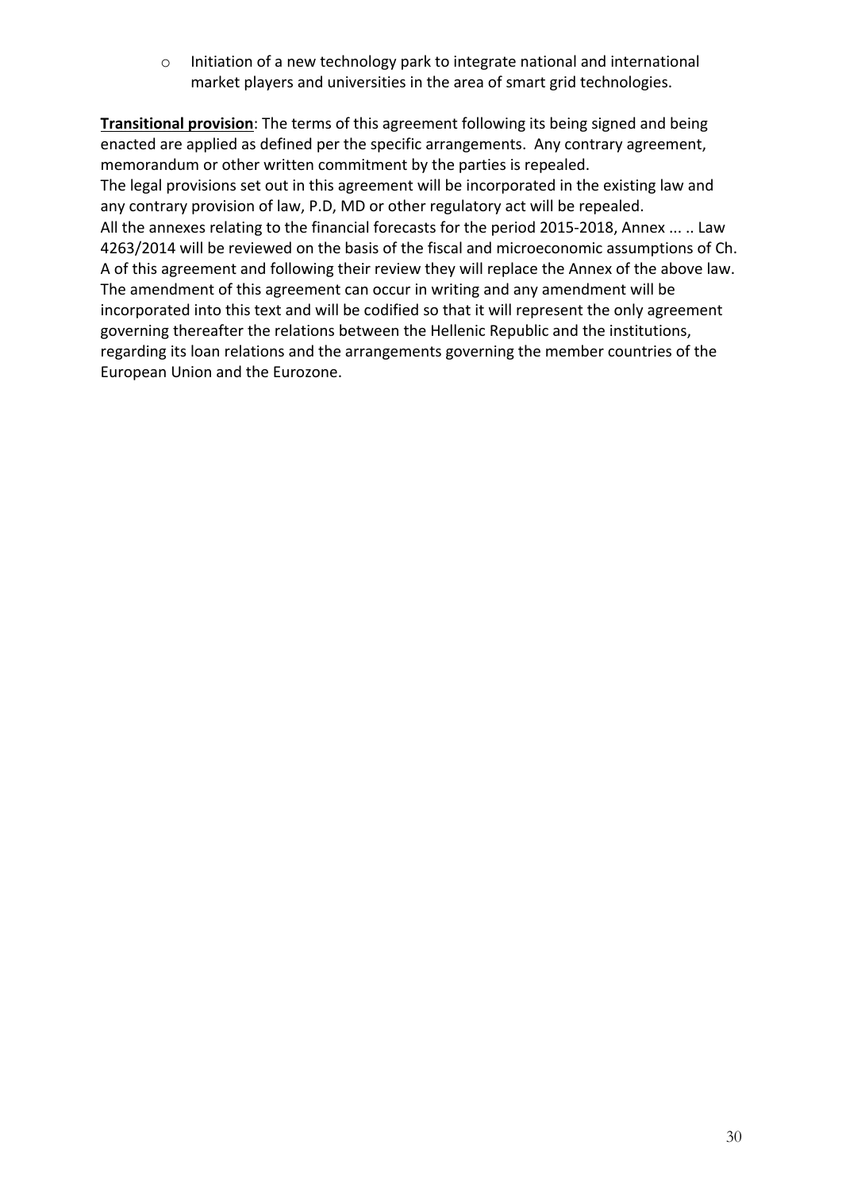- Initiation of a new technology park to integrate national and international market players and universities in the area of smart grid technologies.

**Transitional provision**: The terms of this agreement following its being signed and being enacted are applied as defined per the specific arrangements. Any contrary agreement, memorandum or other written commitment by the parties is repealed.
The legal provisions set out in this agreement will be incorporated in the existing law and any contrary provision of law, P.D, MD or other regulatory act will be repealed.
All the annexes relating to the financial forecasts for the period 2015-2018, Annex ... .. Law 4263/2014 will be reviewed on the basis of the fiscal and microeconomic assumptions of Ch. A of this agreement and following their review they will replace the Annex of the above law.
The amendment of this agreement can occur in writing and any amendment will be incorporated into this text and will be codified so that it will represent the only agreement governing thereafter the relations between the Hellenic Republic and the institutions, regarding its loan relations and the arrangements governing the member countries of the European Union and the Eurozone.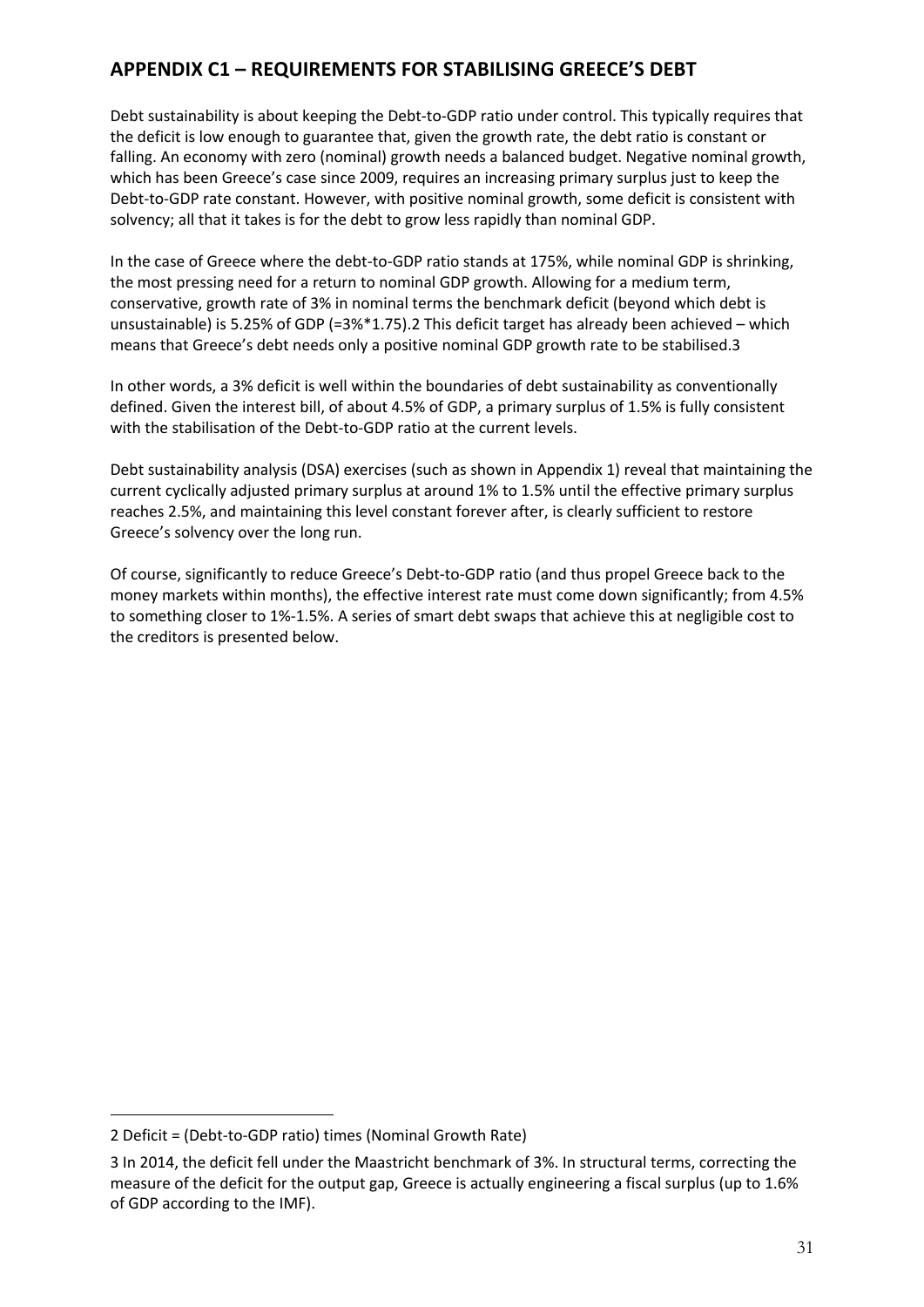## APPENDIX C1 – REQUIREMENTS FOR STABILISING GREECE'S DEBT

Debt sustainability is about keeping the Debt-to-GDP ratio under control. This typically requires that the deficit is low enough to guarantee that, given the growth rate, the debt ratio is constant or falling. An economy with zero (nominal) growth needs a balanced budget. Negative nominal growth, which has been Greece's case since 2009, requires an increasing primary surplus just to keep the Debt-to-GDP rate constant. However, with positive nominal growth, some deficit is consistent with solvency; all that it takes is for the debt to grow less rapidly than nominal GDP.

In the case of Greece where the debt-to-GDP ratio stands at 175%, while nominal GDP is shrinking, the most pressing need for a return to nominal GDP growth. Allowing for a medium term, conservative, growth rate of 3% in nominal terms the benchmark deficit (beyond which debt is unsustainable) is 5.25% of GDP (=3%*1.75).[2] This deficit target has already been achieved – which means that Greece's debt needs only a positive nominal GDP growth rate to be stabilised.[3]

In other words, a 3% deficit is well within the boundaries of debt sustainability as conventionally defined. Given the interest bill, of about 4.5% of GDP, a primary surplus of 1.5% is fully consistent with the stabilisation of the Debt-to-GDP ratio at the current levels.

Debt sustainability analysis (DSA) exercises (such as shown in Appendix 1) reveal that maintaining the current cyclically adjusted primary surplus at around 1% to 1.5% until the effective primary surplus reaches 2.5%, and maintaining this level constant forever after, is clearly sufficient to restore Greece's solvency over the long run.

Of course, significantly to reduce Greece's Debt-to-GDP ratio (and thus propel Greece back to the money markets within months), the effective interest rate must come down significantly; from 4.5% to something closer to 1%-1.5%. A series of smart debt swaps that achieve this at negligible cost to the creditors is presented below.

---

2 Deficit = (Debt-to-GDP ratio) times (Nominal Growth Rate)

3 In 2014, the deficit fell under the Maastricht benchmark of 3%. In structural terms, correcting the measure of the deficit for the output gap, Greece is actually engineering a fiscal surplus (up to 1.6% of GDP according to the IMF).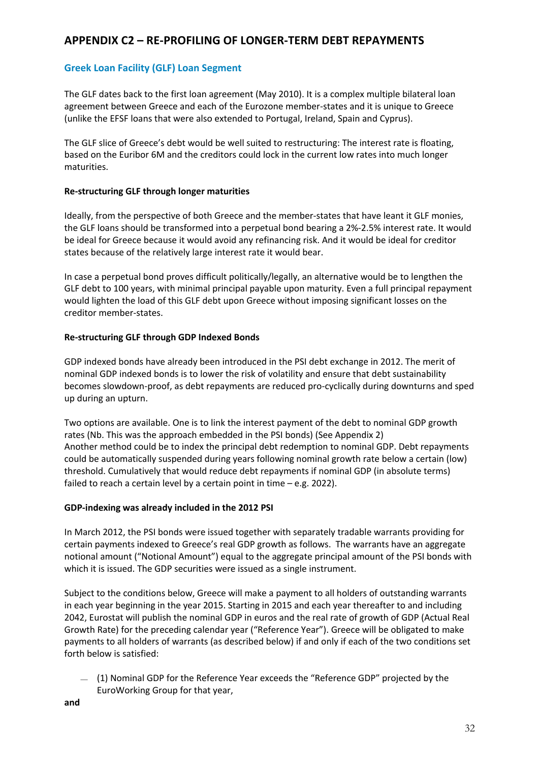## APPENDIX C2 – RE-PROFILING OF LONGER-TERM DEBT REPAYMENTS

### Greek Loan Facility (GLF) Loan Segment

The GLF dates back to the first loan agreement (May 2010). It is a complex multiple bilateral loan agreement between Greece and each of the Eurozone member-states and it is unique to Greece (unlike the EFSF loans that were also extended to Portugal, Ireland, Spain and Cyprus).

The GLF slice of Greece's debt would be well suited to restructuring: The interest rate is floating, based on the Euribor 6M and the creditors could lock in the current low rates into much longer maturities.

**Re-structuring GLF through longer maturities**

Ideally, from the perspective of both Greece and the member-states that have leant it GLF monies, the GLF loans should be transformed into a perpetual bond bearing a 2%-2.5% interest rate. It would be ideal for Greece because it would avoid any refinancing risk. And it would be ideal for creditor states because of the relatively large interest rate it would bear.

In case a perpetual bond proves difficult politically/legally, an alternative would be to lengthen the GLF debt to 100 years, with minimal principal payable upon maturity. Even a full principal repayment would lighten the load of this GLF debt upon Greece without imposing significant losses on the creditor member-states.

**Re-structuring GLF through GDP Indexed Bonds**

GDP indexed bonds have already been introduced in the PSI debt exchange in 2012. The merit of nominal GDP indexed bonds is to lower the risk of volatility and ensure that debt sustainability becomes slowdown-proof, as debt repayments are reduced pro-cyclically during downturns and sped up during an upturn.

Two options are available. One is to link the interest payment of the debt to nominal GDP growth rates (Nb. This was the approach embedded in the PSI bonds) (See Appendix 2)
Another method could be to index the principal debt redemption to nominal GDP. Debt repayments could be automatically suspended during years following nominal growth rate below a certain (low) threshold. Cumulatively that would reduce debt repayments if nominal GDP (in absolute terms) failed to reach a certain level by a certain point in time – e.g. 2022).

**GDP-indexing was already included in the 2012 PSI**

In March 2012, the PSI bonds were issued together with separately tradable warrants providing for certain payments indexed to Greece's real GDP growth as follows. The warrants have an aggregate notional amount ("Notional Amount") equal to the aggregate principal amount of the PSI bonds with which it is issued. The GDP securities were issued as a single instrument.

Subject to the conditions below, Greece will make a payment to all holders of outstanding warrants in each year beginning in the year 2015. Starting in 2015 and each year thereafter to and including 2042, Eurostat will publish the nominal GDP in euros and the real rate of growth of GDP (Actual Real Growth Rate) for the preceding calendar year ("Reference Year"). Greece will be obligated to make payments to all holders of warrants (as described below) if and only if each of the two conditions set forth below is satisfied:

- (1) Nominal GDP for the Reference Year exceeds the "Reference GDP" projected by the EuroWorking Group for that year,

**and**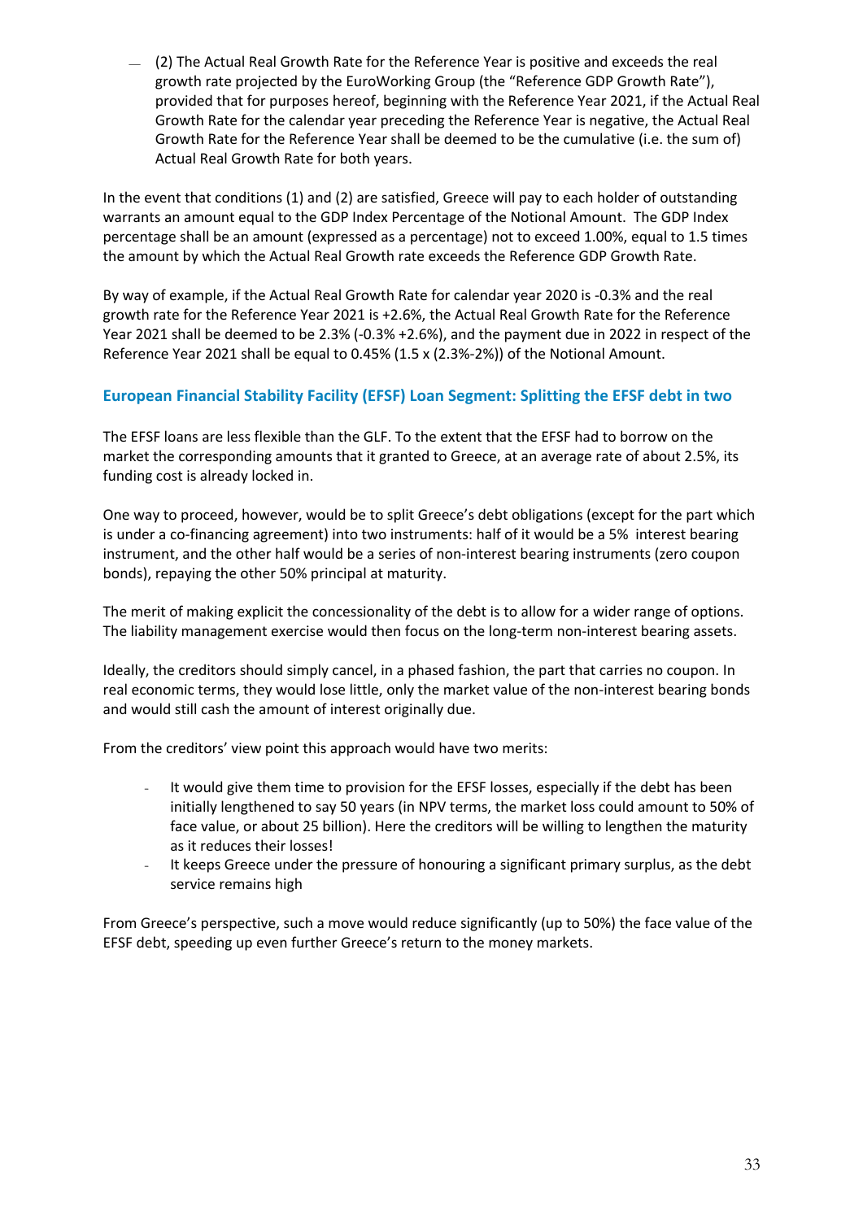- (2) The Actual Real Growth Rate for the Reference Year is positive and exceeds the real growth rate projected by the EuroWorking Group (the "Reference GDP Growth Rate"), provided that for purposes hereof, beginning with the Reference Year 2021, if the Actual Real Growth Rate for the calendar year preceding the Reference Year is negative, the Actual Real Growth Rate for the Reference Year shall be deemed to be the cumulative (i.e. the sum of) Actual Real Growth Rate for both years.

In the event that conditions (1) and (2) are satisfied, Greece will pay to each holder of outstanding warrants an amount equal to the GDP Index Percentage of the Notional Amount. The GDP Index percentage shall be an amount (expressed as a percentage) not to exceed 1.00%, equal to 1.5 times the amount by which the Actual Real Growth rate exceeds the Reference GDP Growth Rate.

By way of example, if the Actual Real Growth Rate for calendar year 2020 is -0.3% and the real growth rate for the Reference Year 2021 is +2.6%, the Actual Real Growth Rate for the Reference Year 2021 shall be deemed to be 2.3% (-0.3% +2.6%), and the payment due in 2022 in respect of the Reference Year 2021 shall be equal to 0.45% (1.5 x (2.3%-2%)) of the Notional Amount.

## European Financial Stability Facility (EFSF) Loan Segment: Splitting the EFSF debt in two

The EFSF loans are less flexible than the GLF. To the extent that the EFSF had to borrow on the market the corresponding amounts that it granted to Greece, at an average rate of about 2.5%, its funding cost is already locked in.

One way to proceed, however, would be to split Greece's debt obligations (except for the part which is under a co-financing agreement) into two instruments: half of it would be a 5% interest bearing instrument, and the other half would be a series of non-interest bearing instruments (zero coupon bonds), repaying the other 50% principal at maturity.

The merit of making explicit the concessionality of the debt is to allow for a wider range of options. The liability management exercise would then focus on the long-term non-interest bearing assets.

Ideally, the creditors should simply cancel, in a phased fashion, the part that carries no coupon. In real economic terms, they would lose little, only the market value of the non-interest bearing bonds and would still cash the amount of interest originally due.

From the creditors' view point this approach would have two merits:

- It would give them time to provision for the EFSF losses, especially if the debt has been initially lengthened to say 50 years (in NPV terms, the market loss could amount to 50% of face value, or about 25 billion). Here the creditors will be willing to lengthen the maturity as it reduces their losses!
- It keeps Greece under the pressure of honouring a significant primary surplus, as the debt service remains high

From Greece's perspective, such a move would reduce significantly (up to 50%) the face value of the EFSF debt, speeding up even further Greece's return to the money markets.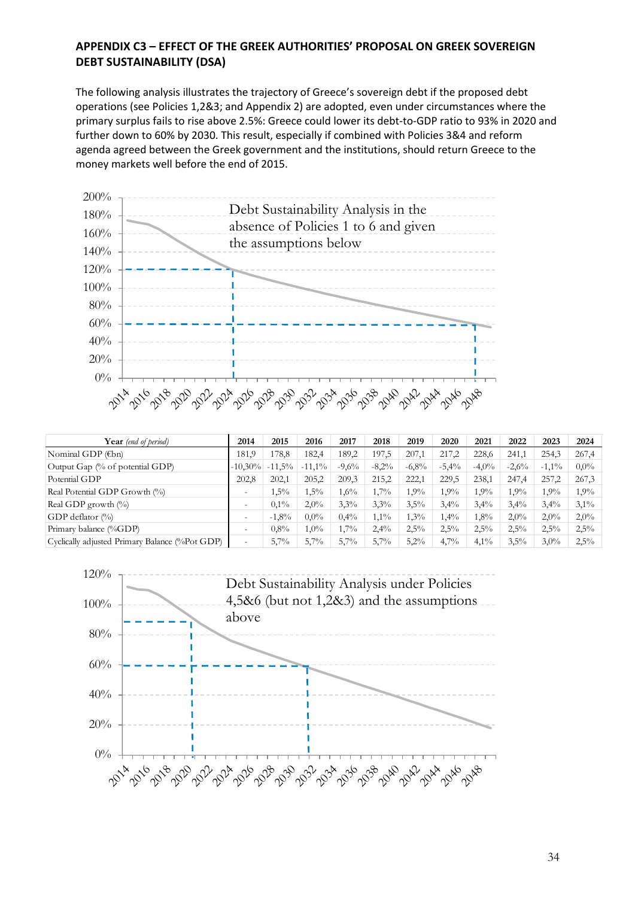## APPENDIX C3 – EFFECT OF THE GREEK AUTHORITIES' PROPOSAL ON GREEK SOVEREIGN DEBT SUSTAINABILITY (DSA)

The following analysis illustrates the trajectory of Greece's sovereign debt if the proposed debt operations (see Policies 1,2&3; and Appendix 2) are adopted, even under circumstances where the primary surplus fails to rise above 2.5%: Greece could lower its debt-to-GDP ratio to 93% in 2020 and further down to 60% by 2030. This result, especially if combined with Policies 3&4 and reform agenda agreed between the Greek government and the institutions, should return Greece to the money markets well before the end of 2015.

Debt Sustainability Analysis in the absence of Policies 1 to 6 and given the assumptions below

200%
180%
160%
140%
120%
100%
80%
60%
40%
20%
0%

2014 2016 2018 2020 2022 2024 2026 2028 2030 2032 2034 2036 2038 2040 2042 2044 2046 2048

| **Year** *(end of period)* | 2014 | 2015 | 2016 | 2017 | 2018 | 2019 | 2020 | 2021 | 2022 | 2023 | 2024 |
|---|---|---|---|---|---|---|---|---|---|---|---|
| Nominal GDP (€bn) | 181,9 | 178,8 | 182,4 | 189,2 | 197,5 | 207,1 | 217,2 | 228,6 | 241,1 | 254,3 | 267,4 |
| Output Gap (% of potential GDP) | -10,30% | -11,5% | -11,1% | -9,6% | -8,2% | -6,8% | -5,4% | -4,0% | -2,6% | -1,1% | 0,0% |
| Potential GDP | 202,8 | 202,1 | 205,2 | 209,3 | 215,2 | 222,1 | 229,5 | 238,1 | 247,4 | 257,2 | 267,3 |
| Real Potential GDP Growth (%) | - | 1,5% | 1,5% | 1,6% | 1,7% | 1,9% | 1,9% | 1,9% | 1,9% | 1,9% | 1,9% |
| Real GDP growth (%) | - | 0,1% | 2,0% | 3,3% | 3,3% | 3,5% | 3,4% | 3,4% | 3,4% | 3,4% | 3,1% |
| GDP deflator (%) | - | -1,8% | 0,0% | 0,4% | 1,1% | 1,3% | 1,4% | 1,8% | 2,0% | 2,0% | 2,0% |
| Primary balance (%GDP) | - | 0,8% | 1,0% | 1,7% | 2,4% | 2,5% | 2,5% | 2,5% | 2,5% | 2,5% | 2,5% |
| Cyclically adjusted Primary Balance (%Pot GDP) | - | 5,7% | 5,7% | 5,7% | 5,7% | 5,2% | 4,7% | 4,1% | 3,5% | 3,0% | 2,5% |

Debt Sustainability Analysis under Policies 4,5&6 (but not 1,2&3) and the assumptions above

120%
100%
80%
60%
40%
20%
0%

2014 2016 2018 2020 2022 2024 2026 2028 2030 2032 2034 2036 2038 2040 2042 2044 2046 2048